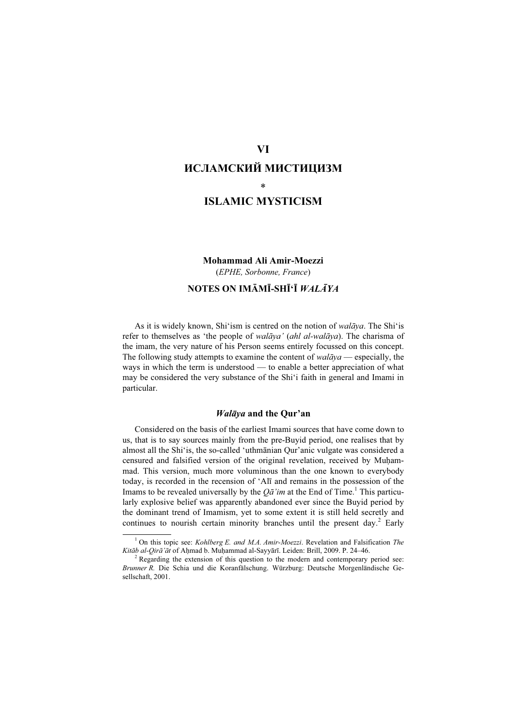# VI

# ИСЛАМСКИЙ МИСТИЦИЗМ

*

# ISLAMIC MYSTICISM

**Mohammad Ali Amir-Moezzi**

(*EPHE, Sorbonne, France*)

## NOTES ON IMĀMĪ-SHĪʿĪ *WALĀYA*

As it is widely known, Shiʿism is centred on the notion of *walāya*. The Shiʿis refer to themselves as 'the people of *walāya'* (*ahl al-walāya*). The charisma of the imam, the very nature of his Person seems entirely focussed on this concept. The following study attempts to examine the content of *walāya* — especially, the ways in which the term is understood — to enable a better appreciation of what may be considered the very substance of the Shiʿi faith in general and Imami in particular.

### *Walāya* and the Qur'an

Considered on the basis of the earliest Imami sources that have come down to us, that is to say sources mainly from the pre-Buyid period, one realises that by almost all the Shiʿis, the so-called ʿuthmānian Qur'anic vulgate was considered a censured and falsified version of the original revelation, received by Muḥammad. This version, much more voluminous than the one known to everybody today, is recorded in the recension of ʿAlī and remains in the possession of the Imams to be revealed universally by the *Qā'im* at the End of Time.[1] This particularly explosive belief was apparently abandoned ever since the Buyid period by the dominant trend of Imamism, yet to some extent it is still held secretly and continues to nourish certain minority branches until the present day.[2] Early

---

[1] On this topic see: *Kohlberg E. and M.A. Amir-Moezzi*. Revelation and Falsification *The Kitāb al-Qirā'āt* of Aḥmad b. Muḥammad al-Sayyārī. Leiden: Brill, 2009. P. 24–46.

[2] Regarding the extension of this question to the modern and contemporary period see: *Brunner R.* Die Schia und die Koranfälschung. Würzburg: Deutsche Morgenländische Gesellschaft, 2001.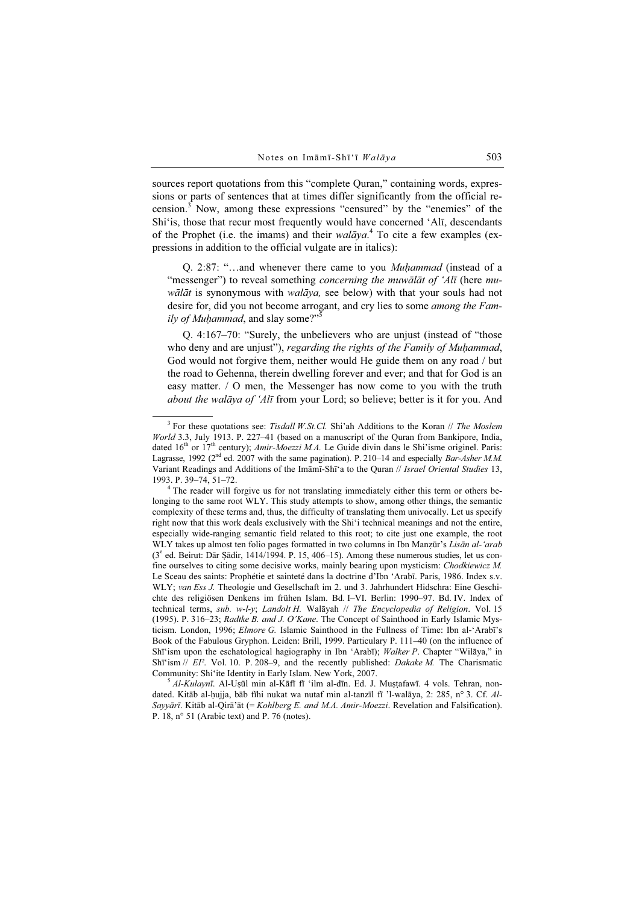sources report quotations from this "complete Quran," containing words, expressions or parts of sentences that at times differ significantly from the official recension.[3] Now, among these expressions "censured" by the "enemies" of the Shi'is, those that recur most frequently would have concerned 'Alī, descendants of the Prophet (i.e. the imams) and their *walāya*.[4] To cite a few examples (expressions in addition to the official vulgate are in italics):

> Q. 2:87: "…and whenever there came to you *Muḥammad* (instead of a "messenger") to reveal something *concerning the muwālāt of 'Alī* (here *muwālāt* is synonymous with *walāya,* see below) with that your souls had not desire for, did you not become arrogant, and cry lies to some *among the Family of Muḥammad*, and slay some?"[5]

> Q. 4:167–70: "Surely, the unbelievers who are unjust (instead of "those who deny and are unjust"), *regarding the rights of the Family of Muḥammad*, God would not forgive them, neither would He guide them on any road / but the road to Gehenna, therein dwelling forever and ever; and that for God is an easy matter. / O men, the Messenger has now come to you with the truth *about the walāya of 'Alī* from your Lord; so believe; better is it for you. And

---

[3] For these quotations see: *Tisdall W.St.Cl.* Shi'ah Additions to the Koran // *The Moslem World* 3.3, July 1913. P. 227–41 (based on a manuscript of the Quran from Bankipore, India, dated 16th or 17th century); *Amir-Moezzi M.A.* Le Guide divin dans le Shi'isme originel. Paris: Lagrasse, 1992 (2nd ed. 2007 with the same pagination). P. 210–14 and especially *Bar-Asher M.M.* Variant Readings and Additions of the Imāmī-Shī'a to the Quran // *Israel Oriental Studies* 13, 1993. P. 39–74, 51–72.

[4] The reader will forgive us for not translating immediately either this term or others belonging to the same root WLY. This study attempts to show, among other things, the semantic complexity of these terms and, thus, the difficulty of translating them univocally. Let us specify right now that this work deals exclusively with the Shi'i technical meanings and not the entire, especially wide-ranging semantic field related to this root; to cite just one example, the root WLY takes up almost ten folio pages formatted in two columns in Ibn Manẓūr's *Lisān al-'arab* (3e ed. Beirut: Dār Ṣādir, 1414/1994. P. 15, 406–15). Among these numerous studies, let us confine ourselves to citing some decisive works, mainly bearing upon mysticism: *Chodkiewicz M.* Le Sceau des saints: Prophétie et sainteté dans la doctrine d'Ibn 'Arabī. Paris, 1986. Index s.v. WLY; *van Ess J.* Theologie und Gesellschaft im 2. und 3. Jahrhundert Hidschra: Eine Geschichte des religiösen Denkens im frühen Islam. Bd. I–VI. Berlin: 1990–97. Bd. IV. Index of technical terms, *sub. w-l-y*; *Landolt H.* Walāyah // *The Encyclopedia of Religion*. Vol. 15 (1995). P. 316–23; *Radtke B. and J. O'Kane*. The Concept of Sainthood in Early Islamic Mysticism. London, 1996; *Elmore G.* Islamic Sainthood in the Fullness of Time: Ibn al-'Arabī's Book of the Fabulous Gryphon. Leiden: Brill, 1999. Particulary P. 111–40 (on the influence of Shī'ism upon the eschatological hagiography in Ibn 'Arabī); *Walker P*. Chapter "Wilāya," in Shī'ism // *EI²*. Vol. 10. P. 208–9, and the recently published: *Dakake M.* The Charismatic Community: Shi'ite Identity in Early Islam. New York, 2007.

[5] *Al-Kulaynī*. Al-Uṣūl min al-Kāfī fī 'ilm al-dīn. Ed. J. Muṣṭafawī. 4 vols. Tehran, nondated. Kitāb al-ḥujja, bāb fīhi nukat wa nutaf min al-tanzīl fī 'l-walāya, 2: 285, n° 3. Cf. *Al-Sayyārī*. Kitāb al-Qirā'āt (= *Kohlberg E. and M.A. Amir-Moezzi*. Revelation and Falsification). P. 18, n° 51 (Arabic text) and P. 76 (notes).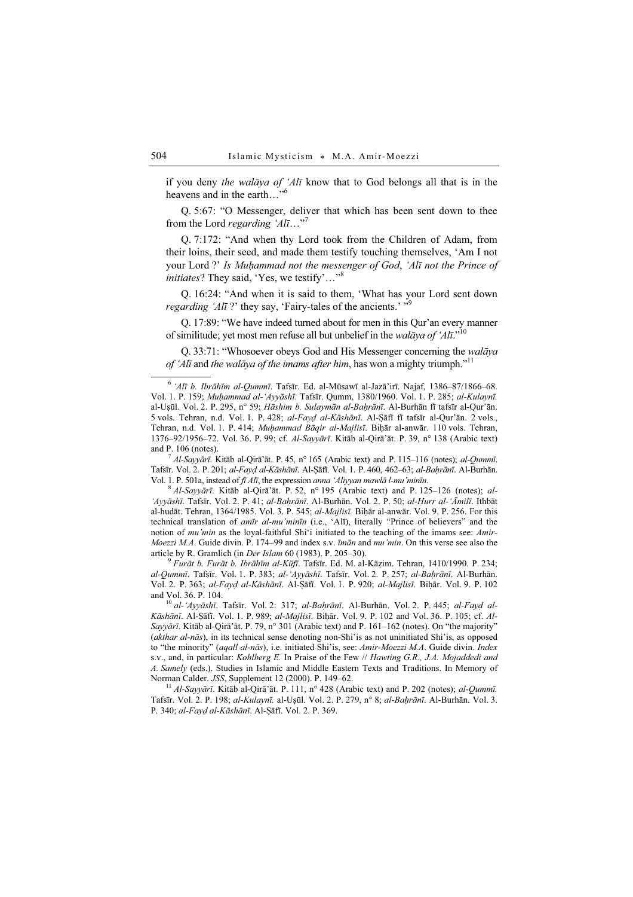if you deny *the walāya of ʿAlī* know that to God belongs all that is in the heavens and in the earth…"[6]

Q. 5:67: "O Messenger, deliver that which has been sent down to thee from the Lord *regarding ʿAlī*…"[7]

Q. 7:172: "And when thy Lord took from the Children of Adam, from their loins, their seed, and made them testify touching themselves, 'Am I not your Lord ?' *Is Muḥammad not the messenger of God*, *ʿAlī not the Prince of initiates*? They said, 'Yes, we testify'…"[8]

Q. 16:24: "And when it is said to them, 'What has your Lord sent down *regarding ʿAlī* ?' they say, 'Fairy-tales of the ancients.' "[9]

Q. 17:89: "We have indeed turned about for men in this Qur'an every manner of similitude; yet most men refuse all but unbelief in the *walāya of ʿAlī*."[10]

Q. 33:71: "Whosoever obeys God and His Messenger concerning the *walāya of ʿAlī* and *the walāya of the imams after him*, has won a mighty triumph."[11]

---

[6] *ʿAlī b. Ibrāhīm al-Qummī*. Tafsīr. Ed. al-Mūsawī al-Jazāʾirī. Najaf, 1386–87/1866–68. Vol. 1. P. 159; *Muḥammad al-ʿAyyāshī*. Tafsīr. Qumm, 1380/1960. Vol. 1. P. 285; *al-Kulaynī*. al-Uṣūl. Vol. 2. P. 295, n° 59; *Hāshim b. Sulaymān al-Baḥrānī*. Al-Burhān fī tafsīr al-Qurʾān. 5 vols. Tehran, n.d. Vol. 1. P. 428; *al-Fayḍ al-Kāshānī*. Al-Ṣāfī fī tafsīr al-Qurʾān. 2 vols., Tehran, n.d. Vol. 1. P. 414; *Muḥammad Bāqir al-Majlisī*. Biḥār al-anwār. 110 vols. Tehran, 1376–92/1956–72. Vol. 36. P. 99; cf. *Al-Sayyārī*. Kitāb al-Qirāʾāt. P. 39, n° 138 (Arabic text) and P. 106 (notes).

[7] *Al-Sayyārī*. Kitāb al-Qirāʾāt. P. 45, n° 165 (Arabic text) and P. 115–116 (notes); *al-Qummī*. Tafsīr. Vol. 2. P. 201; *al-Fayḍ al-Kāshānī*. Al-Ṣāfī. Vol. 1. P. 460, 462–63; *al-Baḥrānī*. Al-Burhān. Vol. 1. P. 501a, instead of *fī Alī*, the expression *anna ʿAliyyan mawlā l-muʾminīn*.

[8] *Al-Sayyārī*. Kitāb al-Qirāʾāt. P. 52, n° 195 (Arabic text) and P. 125–126 (notes); *al-ʿAyyāshī*. Tafsīr. Vol. 2. P. 41; *al-Baḥrānī*. Al-Burhān. Vol. 2. P. 50; *al-Ḥurr al-ʿĀmilī*. Ithbāt al-hudāt. Tehran, 1364/1985. Vol. 3. P. 545; *al-Majlisī*. Biḥār al-anwār. Vol. 9. P. 256. For this technical translation of *amīr al-muʾminīn* (i.e., ʿAlī), literally "Prince of believers" and the notion of *muʾmin* as the loyal-faithful Shiʿi initiated to the teaching of the imams see: *Amir-Moezzi M.A*. Guide divin. P. 174–99 and index s.v. *īmān* and *muʾmin*. On this verse see also the article by R. Gramlich (in *Der Islam* 60 (1983). P. 205–30).

[9] *Furāt b. Furāt b. Ibrāhīm al-Kūfī*. Tafsīr. Ed. M. al-Kāẓim. Tehran, 1410/1990. P. 234; *al-Qummī*. Tafsīr. Vol. 1. P. 383; *al-ʿAyyāshī*. Tafsīr. Vol. 2. P. 257; *al-Baḥrānī*. Al-Burhān. Vol. 2. P. 363; *al-Fayḍ al-Kāshānī*. Al-Ṣāfī. Vol. 1. P. 920; *al-Majlisī*. Biḥār. Vol. 9. P. 102 and Vol. 36. P. 104.

[10] *al-ʿAyyāshī*. Tafsīr. Vol. 2: 317; *al-Baḥrānī*. Al-Burhān. Vol. 2. P. 445; *al-Fayḍ al-Kāshānī*. Al-Ṣāfī. Vol. 1. P. 989; *al-Majlisī*. Biḥār. Vol. 9. P. 102 and Vol. 36. P. 105; cf. *Al-Sayyārī*. Kitāb al-Qirāʾāt. P. 79, n° 301 (Arabic text) and P. 161–162 (notes). On "the majority" (*akthar al-nās*), in its technical sense denoting non-Shiʾis as not uninitiated Shiʾis, as opposed to "the minority" (*aqall al-nās*), i.e. initiated Shiʾis, see: *Amir-Moezzi M.A*. Guide divin. *Index* s.v., and, in particular: *Kohlberg E.* In Praise of the Few // *Hawting G.R., J.A. Mojaddedi and A. Samely* (eds.). Studies in Islamic and Middle Eastern Texts and Traditions. In Memory of Norman Calder. *JSS*, Supplement 12 (2000). P. 149–62.

[11] *Al-Sayyārī*. Kitāb al-Qirāʾāt. P. 111, n° 428 (Arabic text) and P. 202 (notes); *al-Qummī*. Tafsīr. Vol. 2. P. 198; *al-Kulaynī*. al-Uṣūl. Vol. 2. P. 279, n° 8; *al-Baḥrānī*. Al-Burhān. Vol. 3. P. 340; *al-Fayḍ al-Kāshānī*. Al-Ṣāfī. Vol. 2. P. 369.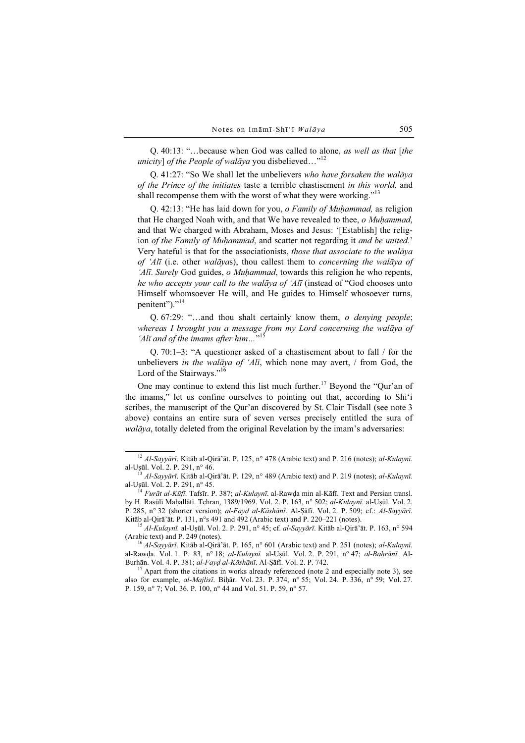Q. 40:13: "…because when God was called to alone, *as well as that* [*the unicity*] *of the People of walāya* you disbelieved…"[12]

Q. 41:27: "So We shall let the unbelievers *who have forsaken the walāya of the Prince of the initiates* taste a terrible chastisement *in this world*, and shall recompense them with the worst of what they were working."[13]

Q. 42:13: "He has laid down for you, *o Family of Muḥammad,* as religion that He charged Noah with, and that We have revealed to thee, *o Muḥammad*, and that We charged with Abraham, Moses and Jesus: '[Establish] the religion *of the Family of Muḥammad*, and scatter not regarding it *and be united*.' Very hateful is that for the associationists, *those that associate to the walāya of 'Alī* (i.e. other *walāya*s), thou callest them to *concerning the walāya of 'Alī*. *Surely* God guides, *o Muḥammad*, towards this religion he who repents, *he who accepts your call to the walāya of 'Alī* (instead of "God chooses unto Himself whomsoever He will, and He guides to Himself whosoever turns, penitent")."[14]

Q. 67:29: "…and thou shalt certainly know them, *o denying people*; *whereas I brought you a message from my Lord concerning the walāya of 'Alī and of the imams after him…*"[15]

Q. 70:1–3: "A questioner asked of a chastisement about to fall / for the unbelievers *in the walāya of 'Alī*, which none may avert, / from God, the Lord of the Stairways."[16]

One may continue to extend this list much further.[17] Beyond the "Qur'an of the imams," let us confine ourselves to pointing out that, according to Shi'i scribes, the manuscript of the Qur'an discovered by St. Clair Tisdall (see note 3 above) contains an entire sura of seven verses precisely entitled the sura of *walāya*, totally deleted from the original Revelation by the imam's adversaries:

---

[12] *Al-Sayyārī*. Kitāb al-Qirā'āt. P. 125, n° 478 (Arabic text) and P. 216 (notes); *al-Kulaynī.* al-Uṣūl. Vol. 2. P. 291, n° 46.

[13] *Al-Sayyārī*. Kitāb al-Qirā'āt. P. 129, n° 489 (Arabic text) and P. 219 (notes); *al-Kulaynī.* al-Uṣūl. Vol. 2. P. 291, n° 45.

[14] *Furāt al-Kūfī*. Tafsīr. P. 387; *al-Kulaynī*. al-Rawḍa min al-Kāfī. Text and Persian transl. by H. Rasūlī Maḥallātī. Tehran, 1389/1969. Vol. 2. P. 163, n° 502; *al-Kulaynī.* al-Uṣūl. Vol. 2. P. 285, n° 32 (shorter version); *al-Fayḍ al-Kāshānī*. Al-Ṣāfī. Vol. 2. P. 509; cf.: *Al-Sayyārī*. Kitāb al-Qirā'āt. P. 131, n°s 491 and 492 (Arabic text) and P. 220–221 (notes).

[15] *Al-Kulaynī.* al-Uṣūl. Vol. 2. P. 291, n° 45; cf. *al-Sayyārī*. Kitāb al-Qirā'āt. P. 163, n° 594 (Arabic text) and P. 249 (notes).

[16] *Al-Sayyārī*. Kitāb al-Qirā'āt. P. 165, n° 601 (Arabic text) and P. 251 (notes); *al-Kulaynī.* al-Rawḍa. Vol. 1. P. 83, n° 18; *al-Kulaynī.* al-Uṣūl. Vol. 2. P. 291, n° 47; *al-Baḥrānī*. Al-Burhān. Vol. 4. P. 381; *al-Fayḍ al-Kāshānī*. Al-Ṣāfī. Vol. 2. P. 742.

[17] Apart from the citations in works already referenced (note 2 and especially note 3), see also for example, *al-Majlisī*. Biḥār. Vol. 23. P. 374, n° 55; Vol. 24. P. 336, n° 59; Vol. 27. P. 159, n° 7; Vol. 36. P. 100, n° 44 and Vol. 51. P. 59, n° 57.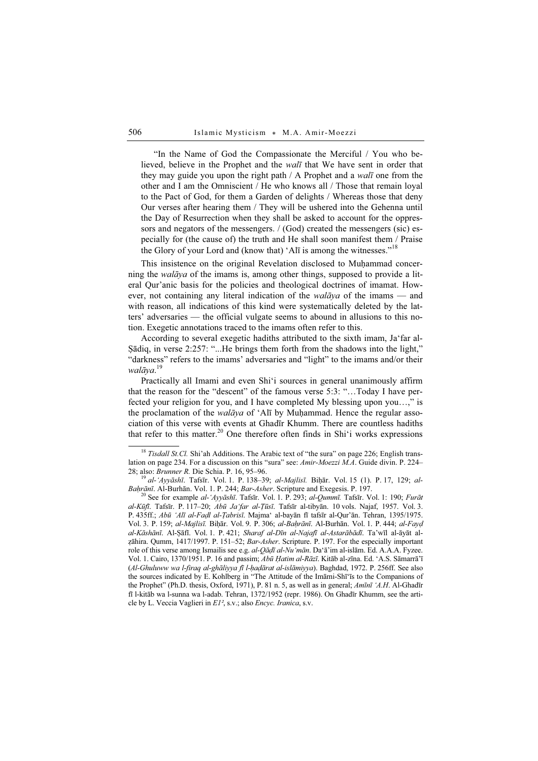"In the Name of God the Compassionate the Merciful / You who believed, believe in the Prophet and the *walī* that We have sent in order that they may guide you upon the right path / A Prophet and a *walī* one from the other and I am the Omniscient / He who knows all / Those that remain loyal to the Pact of God, for them a Garden of delights / Whereas those that deny Our verses after hearing them / They will be ushered into the Gehenna until the Day of Resurrection when they shall be asked to account for the oppressors and negators of the messengers. / (God) created the messengers (sic) especially for (the cause of) the truth and He shall soon manifest them / Praise the Glory of your Lord and (know that) 'Alī is among the witnesses."[18]

This insistence on the original Revelation disclosed to Muḥammad concerning the *walāya* of the imams is, among other things, supposed to provide a literal Qur'anic basis for the policies and theological doctrines of imamat. However, not containing any literal indication of the *walāya* of the imams — and with reason, all indications of this kind were systematically deleted by the latters' adversaries — the official vulgate seems to abound in allusions to this notion. Exegetic annotations traced to the imams often refer to this.

According to several exegetic hadiths attributed to the sixth imam, Ja'far al-Ṣādiq, in verse 2:257: "...He brings them forth from the shadows into the light," "darkness" refers to the imams' adversaries and "light" to the imams and/or their *walāya*.[19]

Practically all Imami and even Shi'i sources in general unanimously affirm that the reason for the "descent" of the famous verse 5:3: "…Today I have perfected your religion for you, and I have completed My blessing upon you…," is the proclamation of the *walāya* of 'Alī by Muḥammad. Hence the regular association of this verse with events at Ghadīr Khumm. There are countless hadiths that refer to this matter.[20] One therefore often finds in Shi'i works expressions

---

[18] *Tisdall St.Cl.* Shi'ah Additions. The Arabic text of "the sura" on page 226; English translation on page 234. For a discussion on this "sura" see: *Amir-Moezzi M.A*. Guide divin. P. 224–28; also: *Brunner R.* Die Schia. P. 16, 95–96.

[19] *al-'Ayyāshī.* Tafsīr. Vol. 1. P. 138–39; *al-Majlisī.* Biḥār. Vol. 15 (1). P. 17, 129; *al-Baḥrānī*. Al-Burhān. Vol. 1. P. 244; *Bar-Asher*. Scripture and Exegesis. P. 197.

[20] See for example *al-'Ayyāshī*. Tafsīr. Vol. 1. P. 293; *al-Qummī.* Tafsīr. Vol. 1: 190; *Furāt al-Kūfī*. Tafsīr. P. 117–20; *Abū Ja'far al-Ṭūsī*. Tafsīr al-tibyān. 10 vols. Najaf, 1957. Vol. 3. P. 435ff.; *Abū 'Alī al-Faḍl al-Ṭabrisī.* Majma' al-bayān fī tafsīr al-Qur'ān. Tehran, 1395/1975. Vol. 3. P. 159; *al-Majlisī.* Biḥār. Vol. 9. P. 306; *al-Baḥrānī*. Al-Burhān. Vol. 1. P. 444; *al-Fayḍ al-Kāshānī*. Al-Ṣāfī. Vol. 1. P. 421; *Sharaf al-Dīn al-Najafī al-Astarābādī*. Ta'wīl al-āyāt al-ẓāhira. Qumm, 1417/1997. P. 151–52; *Bar-Asher*. Scripture. P. 197. For the especially important role of this verse among Ismailis see e.g. *al-Qāḍī al-Nu'mān*. Da'ā'im al-islām. Ed. A.A.A. Fyzee. Vol. 1. Cairo, 1370/1951. P. 16 and passim; *Abū Ḥatim al-Rāzī*. Kitāb al-zīna. Ed. 'A.S. Sāmarrā'ī (*Al-Ghuluww wa l-firaq al-ghāliyya fī l-ḥaḍārat al-islāmiyya*). Baghdad, 1972. P. 256ff. See also the sources indicated by E. Kohlberg in "The Attitude of the Imāmi-Shī'īs to the Companions of the Prophet" (Ph.D. thesis, Oxford, 1971), P. 81 n. 5, as well as in general; *Amīnī 'A.H*. Al-Ghadīr fī l-kitāb wa l-sunna wa l-adab. Tehran, 1372/1952 (repr. 1986). On Ghadīr Khumm, see the article by L. Veccia Vaglieri in *EI²*, s.v.; also *Encyc. Iranica*, s.v.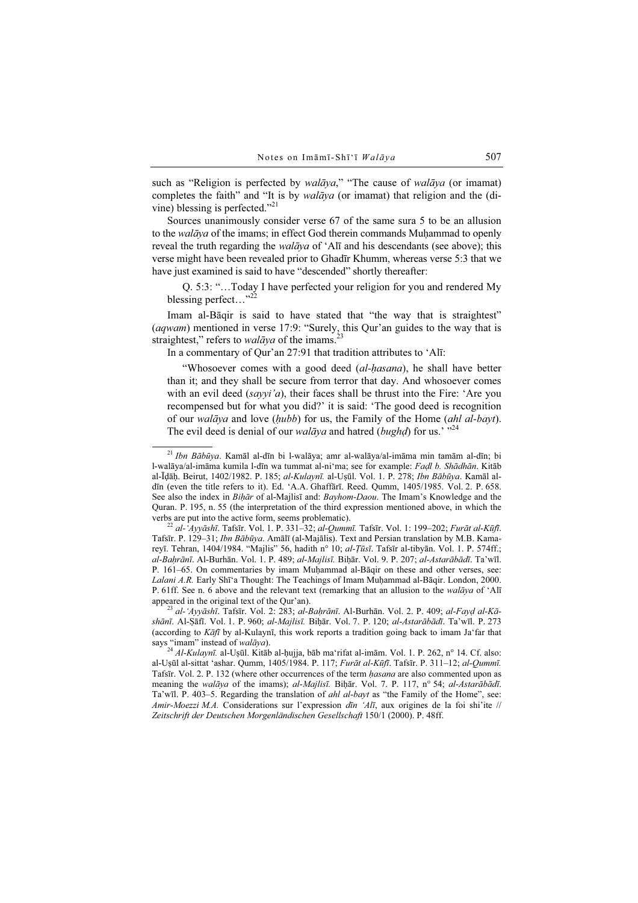such as "Religion is perfected by *walāya*," "The cause of *walāya* (or imamat) completes the faith" and "It is by *walāya* (or imamat) that religion and the (divine) blessing is perfected."[21]

Sources unanimously consider verse 67 of the same sura 5 to be an allusion to the *walāya* of the imams; in effect God therein commands Muḥammad to openly reveal the truth regarding the *walāya* of 'Alī and his descendants (see above); this verse might have been revealed prior to Ghadīr Khumm, whereas verse 5:3 that we have just examined is said to have "descended" shortly thereafter:

> Q. 5:3: "…Today I have perfected your religion for you and rendered My blessing perfect…"[22]

Imam al-Bāqir is said to have stated that "the way that is straightest" (*aqwam*) mentioned in verse 17:9: "Surely, this Qur'an guides to the way that is straightest," refers to *walāya* of the imams.[23]

In a commentary of Qur'an 27:91 that tradition attributes to 'Alī:

> "Whosoever comes with a good deed (*al-ḥasana*), he shall have better than it; and they shall be secure from terror that day. And whosoever comes with an evil deed (*sayyi'a*), their faces shall be thrust into the Fire: 'Are you recompensed but for what you did?' it is said: 'The good deed is recognition of our *walāya* and love (*ḥubb*) for us, the Family of the Home (*ahl al-bayt*). The evil deed is denial of our *walāya* and hatred (*bughḍ*) for us.' "[24]

---

[21] *Ibn Bābūya*. Kamāl al-dīn bi l-walāya; amr al-walāya/al-imāma min tamām al-dīn; bi l-walāya/al-imāma kumila l-dīn wa tummat al-ni'ma; see for example: *Faḍl b. Shādhān*. Kitāb al-Īḍāḥ. Beirut, 1402/1982. P. 185; *al-Kulaynī.* al-Uṣūl. Vol. 1. P. 278; *Ibn Bābūya*. Kamāl al-dīn (even the title refers to it). Ed. 'A.A. Ghaffārī. Reed. Qumm, 1405/1985. Vol. 2. P. 658. See also the index in *Biḥār* of al-Majlisī and: *Bayhom-Daou*. The Imam's Knowledge and the Quran. P. 195, n. 55 (the interpretation of the third expression mentioned above, in which the verbs are put into the active form, seems problematic).

[22] *al-'Ayyāshī*. Tafsīr. Vol. 1. P. 331–32; *al-Qummī.* Tafsīr. Vol. 1: 199–202; *Furāt al-Kūfī*. Tafsīr. P. 129–31; *Ibn Bābūya*. Amālī (al-Majālis). Text and Persian translation by M.B. Kamareyī. Tehran, 1404/1984. "Majlis" 56, hadith n° 10; *al-Ṭūsī*. Tafsīr al-tibyān. Vol. 1. P. 574ff.; *al-Baḥrānī*. Al-Burhān. Vol. 1. P. 489; *al-Majlisī.* Biḥār. Vol. 9. P. 207; *al-Astarābādī*. Ta'wīl. P. 161–65. On commentaries by imam Muḥammad al-Bāqir on these and other verses, see: *Lalani A.R.* Early Shī'a Thought: The Teachings of Imam Muḥammad al-Bāqir. London, 2000. P. 61ff. See n. 6 above and the relevant text (remarking that an allusion to the *walāya* of 'Alī appeared in the original text of the Qur'an).

[23] *al-'Ayyāshī*. Tafsīr. Vol. 2: 283; *al-Baḥrānī*. Al-Burhān. Vol. 2. P. 409; *al-Fayḍ al-Kāshānī*. Al-Ṣāfī. Vol. 1. P. 960; *al-Majlisī.* Biḥār. Vol. 7. P. 120; *al-Astarābādī*. Ta'wīl. P. 273 (according to *Kāfī* by al-Kulaynī, this work reports a tradition going back to imam Ja'far that says "imam" instead of *walāya*).

[24] *Al-Kulaynī.* al-Uṣūl. Kitāb al-ḥujja, bāb ma'rifat al-imām. Vol. 1. P. 262, n° 14. Cf. also: al-Uṣūl al-sittat 'ashar. Qumm, 1405/1984. P. 117; *Furāt al-Kūfī*. Tafsīr. P. 311–12; *al-Qummī.* Tafsīr. Vol. 2. P. 132 (where other occurrences of the term *ḥasana* are also commented upon as meaning the *walāya* of the imams); *al-Majlisī.* Biḥār. Vol. 7. P. 117, n° 54; *al-Astarābādī*. Ta'wīl. P. 403–5. Regarding the translation of *ahl al-bayt* as "the Family of the Home", see: *Amir-Moezzi M.A.* Considerations sur l'expression *dīn 'Alī*, aux origines de la foi shi'ite // *Zeitschrift der Deutschen Morgenländischen Gesellschaft* 150/1 (2000). P. 48ff.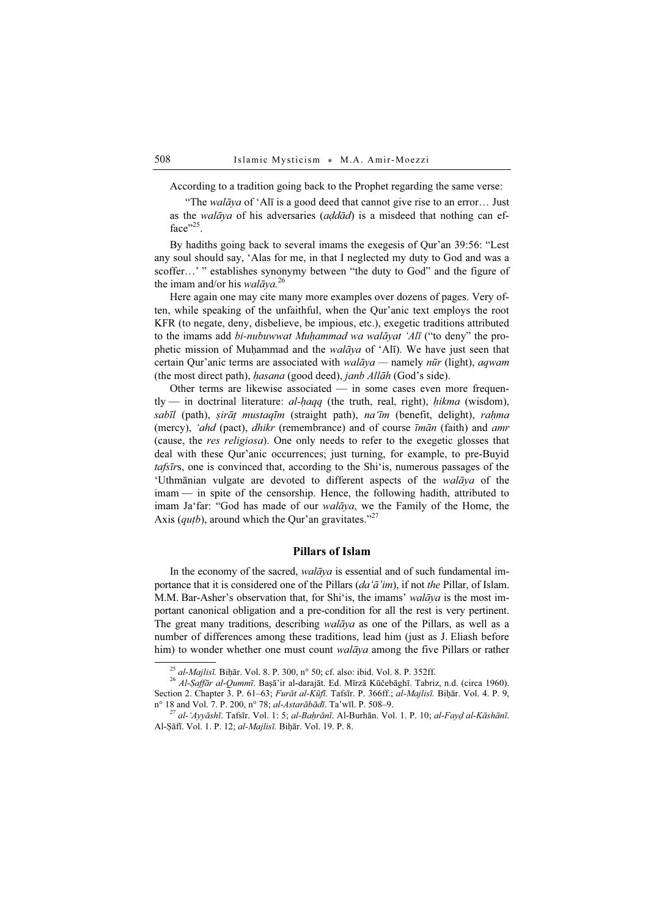According to a tradition going back to the Prophet regarding the same verse:

> "The *walāya* of ʿAlī is a good deed that cannot give rise to an error… Just as the *walāya* of his adversaries (*aḍdād*) is a misdeed that nothing can efface"[25].

By hadiths going back to several imams the exegesis of Qur'an 39:56: "Lest any soul should say, 'Alas for me, in that I neglected my duty to God and was a scoffer…' " establishes synonymy between "the duty to God" and the figure of the imam and/or his *walāya.*[26]

Here again one may cite many more examples over dozens of pages. Very often, while speaking of the unfaithful, when the Qur'anic text employs the root KFR (to negate, deny, disbelieve, be impious, etc.), exegetic traditions attributed to the imams add *bi-nubuwwat Muḥammad wa walāyat ʿAlī* ("to deny" the prophetic mission of Muḥammad and the *walāya* of ʿAlī). We have just seen that certain Qur'anic terms are associated with *walāya* — namely *nūr* (light), *aqwam* (the most direct path), *ḥasana* (good deed), *janb Allāh* (God's side).

Other terms are likewise associated — in some cases even more frequently — in doctrinal literature: *al-ḥaqq* (the truth, real, right), *ḥikma* (wisdom), *sabīl* (path), *ṣirāṭ mustaqīm* (straight path), *naʿīm* (benefit, delight), *raḥma* (mercy), *ʿahd* (pact), *dhikr* (remembrance) and of course *īmān* (faith) and *amr* (cause, the *res religiosa*). One only needs to refer to the exegetic glosses that deal with these Qur'anic occurrences; just turning, for example, to pre-Buyid *tafsīr*s, one is convinced that, according to the Shiʿis, numerous passages of the ʿUthmānian vulgate are devoted to different aspects of the *walāya* of the imam — in spite of the censorship. Hence, the following hadith, attributed to imam Jaʿfar: "God has made of our *walāya*, we the Family of the Home, the Axis (*quṭb*), around which the Qur'an gravitates."[27]

## Pillars of Islam

In the economy of the sacred, *walāya* is essential and of such fundamental importance that it is considered one of the Pillars (*daʿāʾim*), if not *the* Pillar, of Islam. M.M. Bar-Asher's observation that, for Shiʿis, the imams' *walāya* is the most important canonical obligation and a pre-condition for all the rest is very pertinent. The great many traditions, describing *walāya* as one of the Pillars, as well as a number of differences among these traditions, lead him (just as J. Eliash before him) to wonder whether one must count *walāya* among the five Pillars or rather

---

[25] *al-Majlisī.* Biḥār. Vol. 8. P. 300, n° 50; cf. also: ibid. Vol. 8. P. 352ff.

[26] *Al-Ṣaffār al-Qummī*. Baṣāʾir al-darajāt. Ed. Mīrzā Kūčebāghī. Tabriz, n.d. (circa 1960). Section 2. Chapter 3. P. 61–63; *Furāt al-Kūfī*. Tafsīr. P. 366ff.; *al-Majlisī.* Biḥār. Vol. 4. P. 9, n° 18 and Vol. 7. P. 200, n° 78; *al-Astarābādī*. Taʾwīl. P. 508–9.

[27] *al-ʿAyyāshī*. Tafsīr. Vol. 1: 5; *al-Baḥrānī*. Al-Burhān. Vol. 1. P. 10; *al-Fayḍ al-Kāshānī*. Al-Ṣāfī. Vol. 1. P. 12; *al-Majlisī.* Biḥār. Vol. 19. P. 8.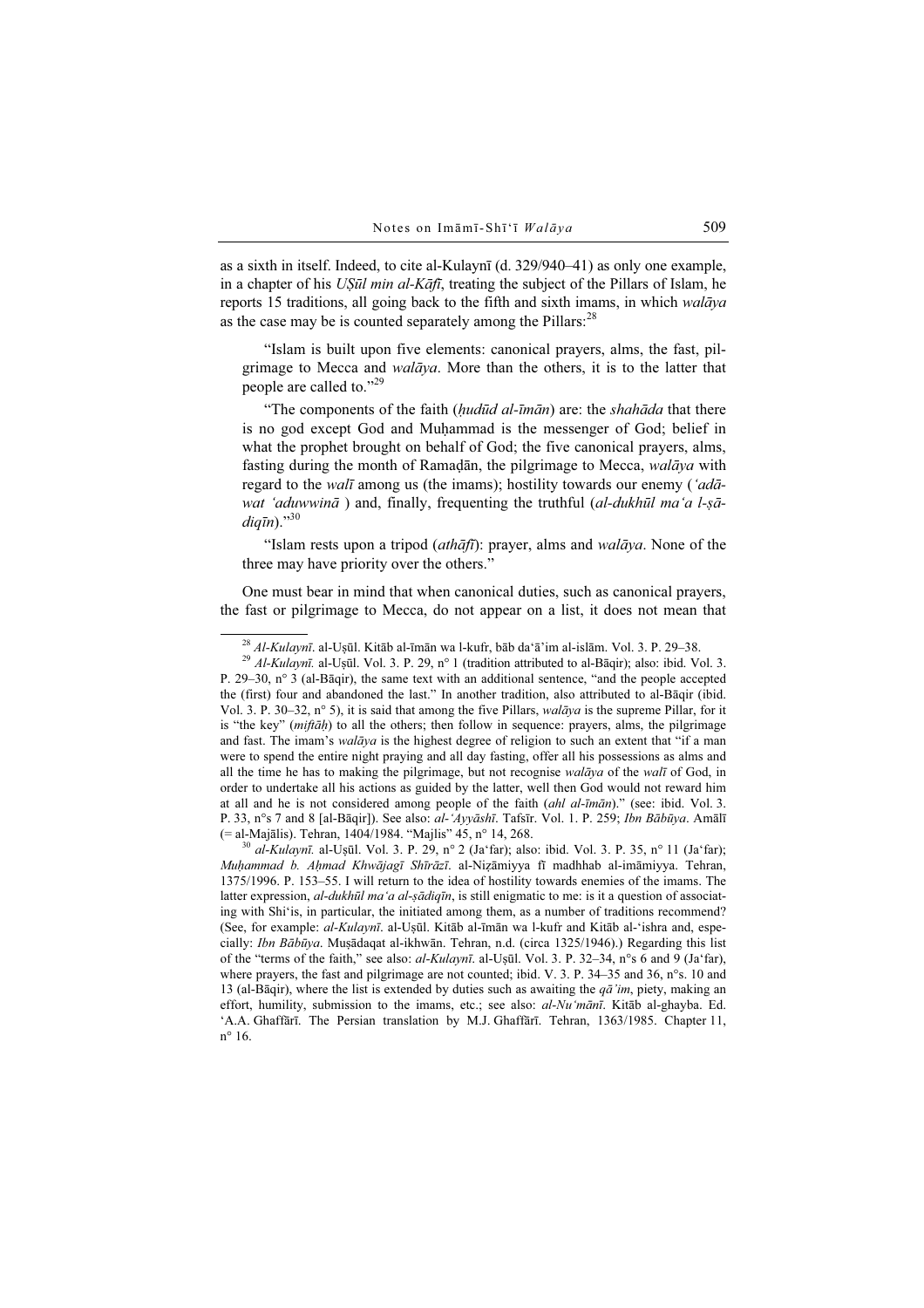as a sixth in itself. Indeed, to cite al-Kulaynī (d. 329/940–41) as only one example, in a chapter of his *Uṣūl min al-Kāfī*, treating the subject of the Pillars of Islam, he reports 15 traditions, all going back to the fifth and sixth imams, in which *walāya* as the case may be is counted separately among the Pillars:[28]

> "Islam is built upon five elements: canonical prayers, alms, the fast, pilgrimage to Mecca and *walāya*. More than the others, it is to the latter that people are called to."[29]
>
> "The components of the faith (*ḥudūd al-īmān*) are: the *shahāda* that there is no god except God and Muḥammad is the messenger of God; belief in what the prophet brought on behalf of God; the five canonical prayers, alms, fasting during the month of Ramaḍān, the pilgrimage to Mecca, *walāya* with regard to the *walī* among us (the imams); hostility towards our enemy (*'adāwat 'aduwwinā* ) and, finally, frequenting the truthful (*al-dukhūl ma'a l-ṣādiqīn*)."[30]
>
> "Islam rests upon a tripod (*athāfī*): prayer, alms and *walāya*. None of the three may have priority over the others."

One must bear in mind that when canonical duties, such as canonical prayers, the fast or pilgrimage to Mecca, do not appear on a list, it does not mean that

---

[28] *Al-Kulaynī*. al-Uṣūl. Kitāb al-īmān wa l-kufr, bāb da'ā'im al-islām. Vol. 3. P. 29–38.

[29] *Al-Kulaynī.* al-Uṣūl. Vol. 3. P. 29, n° 1 (tradition attributed to al-Bāqir); also: ibid. Vol. 3. P. 29–30, n° 3 (al-Bāqir), the same text with an additional sentence, "and the people accepted the (first) four and abandoned the last." In another tradition, also attributed to al-Bāqir (ibid. Vol. 3. P. 30–32, n° 5), it is said that among the five Pillars, *walāya* is the supreme Pillar, for it is "the key" (*miftāḥ*) to all the others; then follow in sequence: prayers, alms, the pilgrimage and fast. The imam's *walāya* is the highest degree of religion to such an extent that "if a man were to spend the entire night praying and all day fasting, offer all his possessions as alms and all the time he has to making the pilgrimage, but not recognise *walāya* of the *walī* of God, in order to undertake all his actions as guided by the latter, well then God would not reward him at all and he is not considered among people of the faith (*ahl al-īmān*)." (see: ibid. Vol. 3. P. 33, n°s 7 and 8 [al-Bāqir]). See also: *al-'Ayyāshī*. Tafsīr. Vol. 1. P. 259; *Ibn Bābūya*. Amālī (= al-Majālis). Tehran, 1404/1984. "Majlis" 45, n° 14, 268.

[30] *al-Kulaynī.* al-Uṣūl. Vol. 3. P. 29, n° 2 (Ja'far); also: ibid. Vol. 3. P. 35, n° 11 (Ja'far); *Muḥammad b. Aḥmad Khwājagī Shīrāzī*. al-Niẓāmiyya fī madhhab al-imāmiyya. Tehran, 1375/1996. P. 153–55. I will return to the idea of hostility towards enemies of the imams. The latter expression, *al-dukhūl ma'a al-ṣādiqīn*, is still enigmatic to me: is it a question of associating with Shi'is, in particular, the initiated among them, as a number of traditions recommend? (See, for example: *al-Kulaynī*. al-Uṣūl. Kitāb al-īmān wa l-kufr and Kitāb al-'ishra and, especially: *Ibn Bābūya*. Muṣādaqat al-ikhwān. Tehran, n.d. (circa 1325/1946).) Regarding this list of the "terms of the faith," see also: *al-Kulaynī*. al-Uṣūl. Vol. 3. P. 32–34, n°s 6 and 9 (Ja'far), where prayers, the fast and pilgrimage are not counted; ibid. V. 3. P. 34–35 and 36, n°s. 10 and 13 (al-Bāqir), where the list is extended by duties such as awaiting the *qā'im*, piety, making an effort, humility, submission to the imams, etc.; see also: *al-Nu'mānī*. Kitāb al-ghayba. Ed. 'A.A. Ghaffārī. The Persian translation by M.J. Ghaffārī. Tehran, 1363/1985. Chapter 11, n° 16.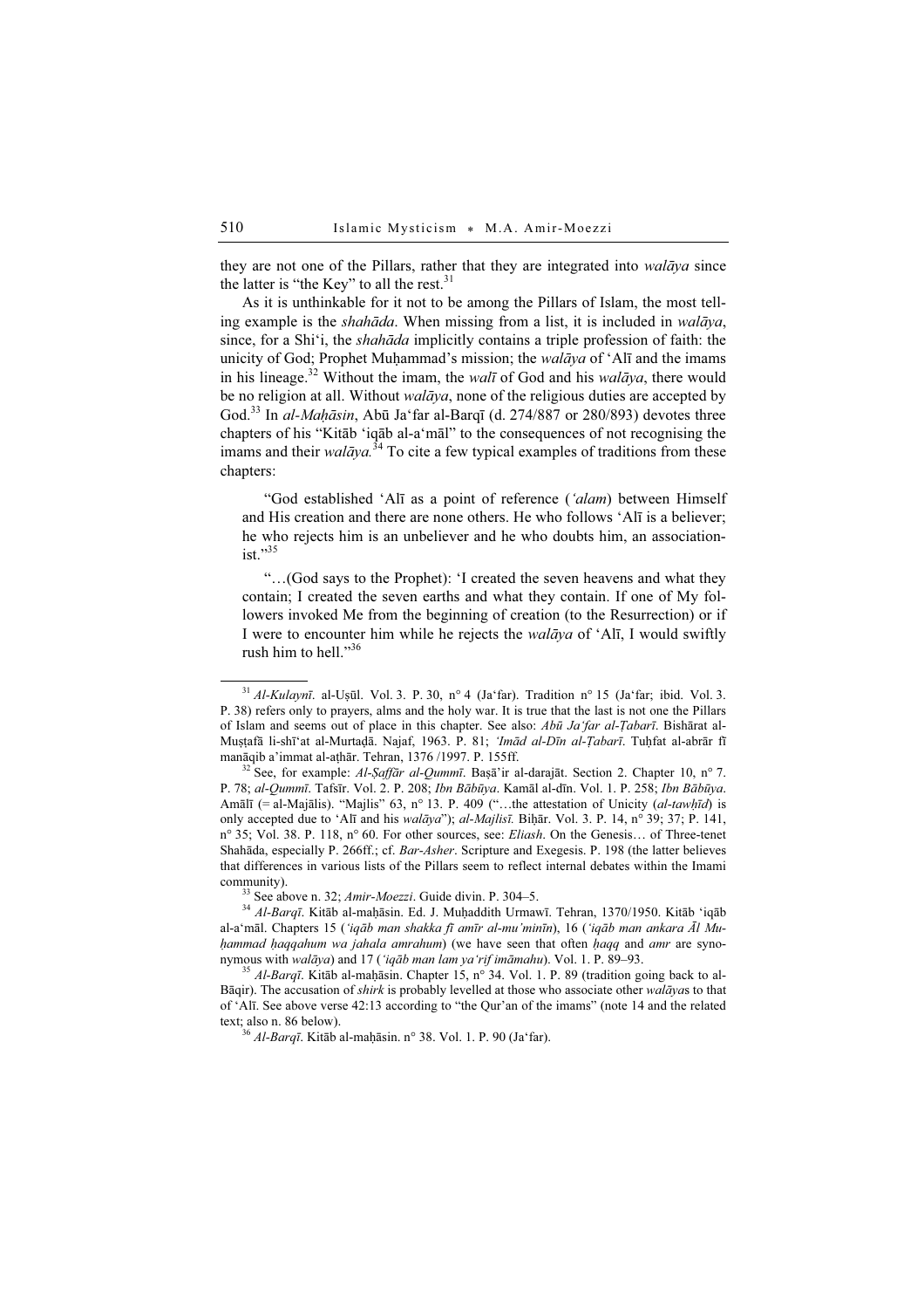they are not one of the Pillars, rather that they are integrated into *walāya* since the latter is "the Key" to all the rest.[31]

As it is unthinkable for it not to be among the Pillars of Islam, the most telling example is the *shahāda*. When missing from a list, it is included in *walāya*, since, for a Shi'i, the *shahāda* implicitly contains a triple profession of faith: the unicity of God; Prophet Muḥammad's mission; the *walāya* of 'Alī and the imams in his lineage.[32] Without the imam, the *walī* of God and his *walāya*, there would be no religion at all. Without *walāya*, none of the religious duties are accepted by God.[33] In *al-Maḥāsin*, Abū Ja'far al-Barqī (d. 274/887 or 280/893) devotes three chapters of his "Kitāb 'iqāb al-a'māl" to the consequences of not recognising the imams and their *walāya.*[34] To cite a few typical examples of traditions from these chapters:

> "God established 'Alī as a point of reference (*'alam*) between Himself and His creation and there are none others. He who follows 'Alī is a believer; he who rejects him is an unbeliever and he who doubts him, an associationist."[35]
>
> "…(God says to the Prophet): 'I created the seven heavens and what they contain; I created the seven earths and what they contain. If one of My followers invoked Me from the beginning of creation (to the Resurrection) or if I were to encounter him while he rejects the *walāya* of 'Alī, I would swiftly rush him to hell."[36]

---

[31] *Al-Kulaynī*. al-Uṣūl. Vol. 3. P. 30, n° 4 (Ja'far). Tradition n° 15 (Ja'far; ibid. Vol. 3. P. 38) refers only to prayers, alms and the holy war. It is true that the last is not one the Pillars of Islam and seems out of place in this chapter. See also: *Abū Ja'far al-Ṭabarī*. Bishārat al-Muṣṭafā li-shī'at al-Murtaḍā. Najaf, 1963. P. 81; *'Imād al-Dīn al-Ṭabarī*. Tuḥfat al-abrār fī manāqib a'immat al-aṭhār. Tehran, 1376 /1997. P. 155ff.

[32] See, for example: *Al-Ṣaffār al-Qummī*. Baṣā'ir al-darajāt. Section 2. Chapter 10, n° 7. P. 78; *al-Qummī*. Tafsīr. Vol. 2. P. 208; *Ibn Bābūya*. Kamāl al-dīn. Vol. 1. P. 258; *Ibn Bābūya*. Amālī (= al-Majālis). "Majlis" 63, n° 13. P. 409 ("…the attestation of Unicity (*al-tawḥīd*) is only accepted due to 'Alī and his *walāya*"); *al-Majlisī*. Biḥār. Vol. 3. P. 14, n° 39; 37; P. 141, n° 35; Vol. 38. P. 118, n° 60. For other sources, see: *Eliash*. On the Genesis… of Three-tenet Shahāda, especially P. 266ff.; cf. *Bar-Asher*. Scripture and Exegesis. P. 198 (the latter believes that differences in various lists of the Pillars seem to reflect internal debates within the Imami community).

[33] See above n. 32; *Amir-Moezzi*. Guide divin. P. 304–5.

[34] *Al-Barqī*. Kitāb al-maḥāsin. Ed. J. Muḥaddith Urmawī. Tehran, 1370/1950. Kitāb 'iqāb al-a'māl. Chapters 15 (*'iqāb man shakka fī amīr al-mu'minīn*), 16 (*'iqāb man ankara Āl Muḥammad ḥaqqahum wa jahala amrahum*) (we have seen that often *ḥaqq* and *amr* are synonymous with *walāya*) and 17 (*'iqāb man lam ya'rif imāmahu*). Vol. 1. P. 89–93.

[35] *Al-Barqī*. Kitāb al-maḥāsin. Chapter 15, n° 34. Vol. 1. P. 89 (tradition going back to al-Bāqir). The accusation of *shirk* is probably levelled at those who associate other *walāya*s to that of 'Alī. See above verse 42:13 according to "the Qur'an of the imams" (note 14 and the related text; also n. 86 below).

[36] *Al-Barqī*. Kitāb al-maḥāsin. n° 38. Vol. 1. P. 90 (Ja'far).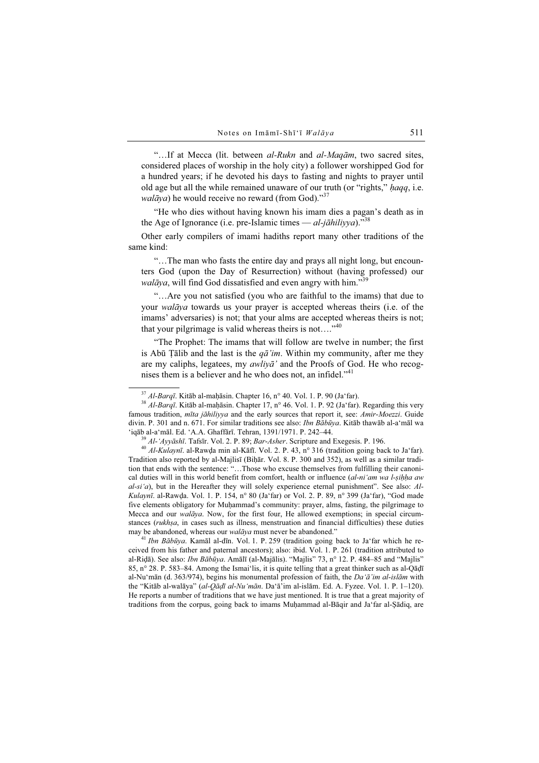"…If at Mecca (lit. between *al-Rukn* and *al-Maqām*, two sacred sites, considered places of worship in the holy city) a follower worshipped God for a hundred years; if he devoted his days to fasting and nights to prayer until old age but all the while remained unaware of our truth (or "rights," *ḥaqq*, i.e. *walāya*) he would receive no reward (from God)."[37]

"He who dies without having known his imam dies a pagan's death as in the Age of Ignorance (i.e. pre-Islamic times — *al-jāhiliyya*)."[38]

Other early compilers of imami hadiths report many other traditions of the same kind:

"…The man who fasts the entire day and prays all night long, but encounters God (upon the Day of Resurrection) without (having professed) our *walāya*, will find God dissatisfied and even angry with him."[39]

"…Are you not satisfied (you who are faithful to the imams) that due to your *walāya* towards us your prayer is accepted whereas theirs (i.e. of the imams' adversaries) is not; that your alms are accepted whereas theirs is not; that your pilgrimage is valid whereas theirs is not…."[40]

"The Prophet: The imams that will follow are twelve in number; the first is Abū Ṭālib and the last is the *qā'im*. Within my community, after me they are my caliphs, legatees, my *awliyā'* and the Proofs of God. He who recognises them is a believer and he who does not, an infidel."[41]

---

[37] *Al-Barqī*. Kitāb al-maḥāsin. Chapter 16, n° 40. Vol. 1. P. 90 (Ja'far).

[38] *Al-Barqī*. Kitāb al-maḥāsin. Chapter 17, n° 46. Vol. 1. P. 92 (Ja'far). Regarding this very famous tradition, *mīta jāhiliyya* and the early sources that report it, see: *Amir-Moezzi*. Guide divin. P. 301 and n. 671. For similar traditions see also: *Ibn Bābūya*. Kitāb thawāb al-a'māl wa 'iqāb al-a'māl. Ed. 'A.A. Ghaffārī. Tehran, 1391/1971. P. 242–44.

[39] *Al-'Ayyāshī*. Tafsīr. Vol. 2. P. 89; *Bar-Asher*. Scripture and Exegesis. P. 196.

[40] *Al-Kulaynī*. al-Rawḍa min al-Kāfī. Vol. 2. P. 43, n° 316 (tradition going back to Ja'far). Tradition also reported by al-Majlisī (Biḥār. Vol. 8. P. 300 and 352), as well as a similar tradition that ends with the sentence: "…Those who excuse themselves from fulfilling their canonical duties will in this world benefit from comfort, health or influence (*al-ni'am wa l-ṣiḥḥa aw al-si'a*), but in the Hereafter they will solely experience eternal punishment". See also: *Al-Kulaynī*. al-Rawḍa. Vol. 1. P. 154, n° 80 (Ja'far) or Vol. 2. P. 89, n° 399 (Ja'far), "God made five elements obligatory for Muḥammad's community: prayer, alms, fasting, the pilgrimage to Mecca and our *walāya*. Now, for the first four, He allowed exemptions; in special circumstances (*rukhṣa*, in cases such as illness, menstruation and financial difficulties) these duties may be abandoned, whereas our *walāya* must never be abandoned."

[41] *Ibn Bābūya*. Kamāl al-dīn. Vol. 1. P. 259 (tradition going back to Ja'far which he received from his father and paternal ancestors); also: ibid. Vol. 1. P. 261 (tradition attributed to al-Riḍā). See also: *Ibn Bābūya*. Amālī (al-Majālis). "Majlis" 73, n° 12. P. 484–85 and "Majlis" 85, n° 28. P. 583–84. Among the Ismai'lis, it is quite telling that a great thinker such as al-Qāḍī al-Nu'mān (d. 363/974), begins his monumental profession of faith, the *Da'ā'im al-islām* with the "Kitāb al-walāya" (*al-Qāḍī al-Nu'mān*. Da'ā'im al-islām. Ed. A. Fyzee. Vol. 1. P. 1–120). He reports a number of traditions that we have just mentioned. It is true that a great majority of traditions from the corpus, going back to imams Muḥammad al-Bāqir and Ja'far al-Ṣādiq, are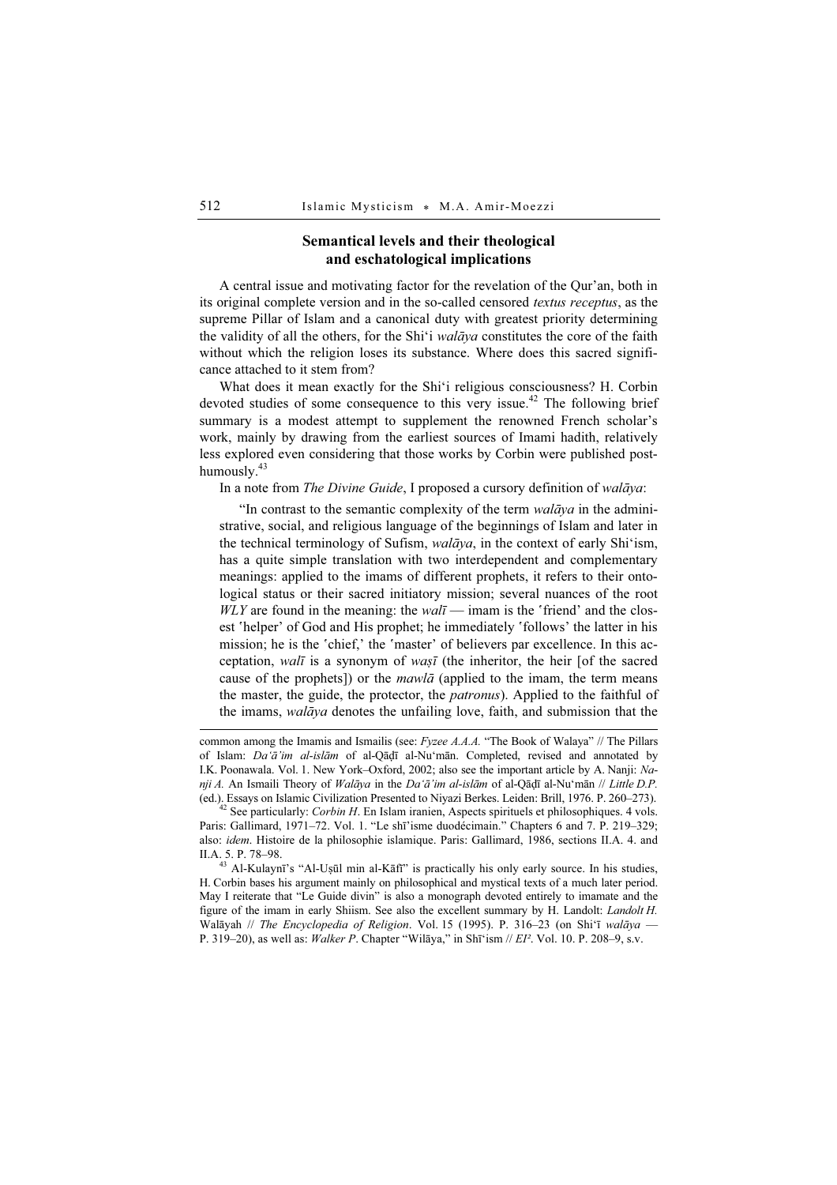## Semantical levels and their theological and eschatological implications

A central issue and motivating factor for the revelation of the Qur'an, both in its original complete version and in the so-called censored *textus receptus*, as the supreme Pillar of Islam and a canonical duty with greatest priority determining the validity of all the others, for the Shi'i *walāya* constitutes the core of the faith without which the religion loses its substance. Where does this sacred significance attached to it stem from?

What does it mean exactly for the Shi'i religious consciousness? H. Corbin devoted studies of some consequence to this very issue.[42] The following brief summary is a modest attempt to supplement the renowned French scholar's work, mainly by drawing from the earliest sources of Imami hadith, relatively less explored even considering that those works by Corbin were published posthumously.[43]

In a note from *The Divine Guide*, I proposed a cursory definition of *walāya*:

> "In contrast to the semantic complexity of the term *walāya* in the administrative, social, and religious language of the beginnings of Islam and later in the technical terminology of Sufism, *walāya*, in the context of early Shi'ism, has a quite simple translation with two interdependent and complementary meanings: applied to the imams of different prophets, it refers to their ontological status or their sacred initiatory mission; several nuances of the root *WLY* are found in the meaning: the *walī* — imam is the ʹfriend' and the closest ʹhelper' of God and His prophet; he immediately ʹfollows' the latter in his mission; he is the ʹchief,' the ʹmaster' of believers par excellence. In this acceptation, *walī* is a synonym of *waṣī* (the inheritor, the heir [of the sacred cause of the prophets]) or the *mawlā* (applied to the imam, the term means the master, the guide, the protector, the *patronus*). Applied to the faithful of the imams, *walāya* denotes the unfailing love, faith, and submission that the

---

common among the Imamis and Ismailis (see: *Fyzee A.A.A.* "The Book of Walaya" // The Pillars of Islam: *Da'ā'im al-islām* of al-Qāḍī al-Nu'mān. Completed, revised and annotated by I.K. Poonawala. Vol. 1. New York–Oxford, 2002; also see the important article by A. Nanji: *Nanji A.* An Ismaili Theory of *Walāya* in the *Da'ā'im al-islām* of al-Qāḍī al-Nu'mān // *Little D.P.* (ed.). Essays on Islamic Civilization Presented to Niyazi Berkes. Leiden: Brill, 1976. P. 260–273).

[42] See particularly: *Corbin H*. En Islam iranien, Aspects spirituels et philosophiques. 4 vols. Paris: Gallimard, 1971–72. Vol. 1. "Le shī'isme duodécimain." Chapters 6 and 7. P. 219–329; also: *idem*. Histoire de la philosophie islamique. Paris: Gallimard, 1986, sections II.A. 4. and II.A. 5. P. 78–98.

[43] Al-Kulaynī's "Al-Uṣūl min al-Kāfī" is practically his only early source. In his studies, H. Corbin bases his argument mainly on philosophical and mystical texts of a much later period. May I reiterate that "Le Guide divin" is also a monograph devoted entirely to imamate and the figure of the imam in early Shiism. See also the excellent summary by H. Landolt: *Landolt H.* Walāyah // *The Encyclopedia of Religion*. Vol. 15 (1995). P. 316–23 (on Shi'ī *walāya* — P. 319–20), as well as: *Walker P*. Chapter "Wilāya," in Shī'ism // *EI²*. Vol. 10. P. 208–9, s.v.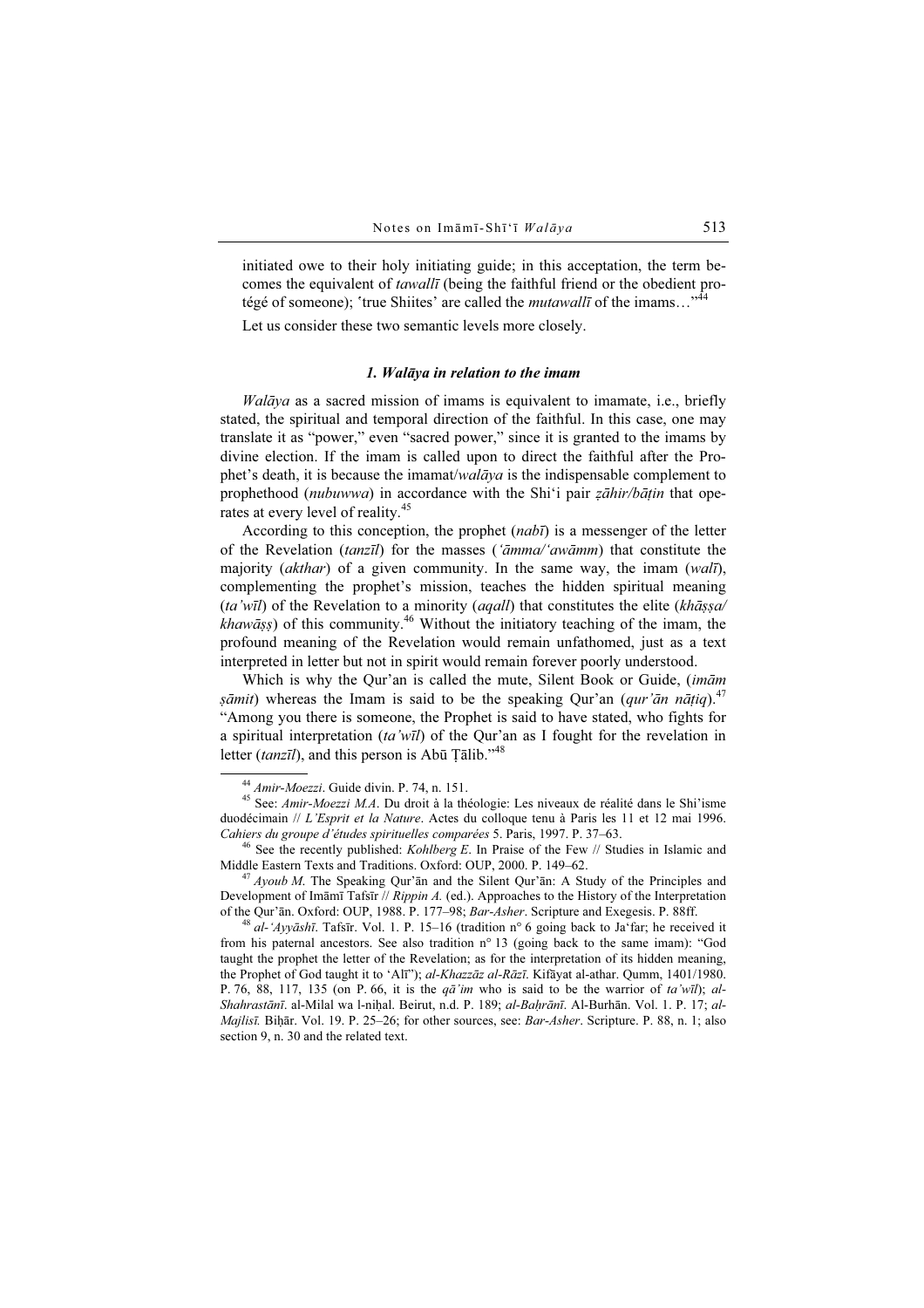initiated owe to their holy initiating guide; in this acceptation, the term becomes the equivalent of *tawallī* (being the faithful friend or the obedient protégé of someone); ʽtrue Shiites' are called the *mutawallī* of the imams…"[44]

Let us consider these two semantic levels more closely.

### *1. Walāya in relation to the imam*

*Walāya* as a sacred mission of imams is equivalent to imamate, i.e., briefly stated, the spiritual and temporal direction of the faithful. In this case, one may translate it as "power," even "sacred power," since it is granted to the imams by divine election. If the imam is called upon to direct the faithful after the Prophet's death, it is because the imamat/*walāya* is the indispensable complement to prophethood (*nubuwwa*) in accordance with the Shi'i pair *ẓāhir/bāṭin* that operates at every level of reality.[45]

According to this conception, the prophet (*nabī*) is a messenger of the letter of the Revelation (*tanzīl*) for the masses (*'āmma/'awāmm*) that constitute the majority (*akthar*) of a given community. In the same way, the imam (*walī*), complementing the prophet's mission, teaches the hidden spiritual meaning (*ta'wīl*) of the Revelation to a minority (*aqall*) that constitutes the elite (*khāṣṣa/khawāṣṣ*) of this community.[46] Without the initiatory teaching of the imam, the profound meaning of the Revelation would remain unfathomed, just as a text interpreted in letter but not in spirit would remain forever poorly understood.

Which is why the Qur'an is called the mute, Silent Book or Guide, (*imām ṣāmit*) whereas the Imam is said to be the speaking Qur'an (*qur'ān nāṭiq*).[47] "Among you there is someone, the Prophet is said to have stated, who fights for a spiritual interpretation (*ta'wīl*) of the Qur'an as I fought for the revelation in letter (*tanzīl*), and this person is Abū Ṭālib."[48]

---

[44] *Amir-Moezzi*. Guide divin. P. 74, n. 151.

[45] See: *Amir-Moezzi M.A*. Du droit à la théologie: Les niveaux de réalité dans le Shi'isme duodécimain // *L'Esprit et la Nature*. Actes du colloque tenu à Paris les 11 et 12 mai 1996. *Cahiers du groupe d'études spirituelles comparées* 5. Paris, 1997. P. 37–63.

[46] See the recently published: *Kohlberg E*. In Praise of the Few // Studies in Islamic and Middle Eastern Texts and Traditions. Oxford: OUP, 2000. P. 149–62.

[47] *Ayoub M.* The Speaking Qur'ān and the Silent Qur'ān: A Study of the Principles and Development of Imāmī Tafsīr // *Rippin A.* (ed.). Approaches to the History of the Interpretation of the Qur'ān. Oxford: OUP, 1988. P. 177–98; *Bar-Asher*. Scripture and Exegesis. P. 88ff.

[48] *al-'Ayyāshī*. Tafsīr. Vol. 1. P. 15–16 (tradition n° 6 going back to Ja'far; he received it from his paternal ancestors. See also tradition n° 13 (going back to the same imam): "God taught the prophet the letter of the Revelation; as for the interpretation of its hidden meaning, the Prophet of God taught it to 'Alī"); *al-Khazzāz al-Rāzī*. Kifāyat al-athar. Qumm, 1401/1980. P. 76, 88, 117, 135 (on P. 66, it is the *qā'im* who is said to be the warrior of *ta'wīl*); *al-Shahrastānī*. al-Milal wa l-niḥal. Beirut, n.d. P. 189; *al-Baḥrānī*. Al-Burhān. Vol. 1. P. 17; *al-Majlisī.* Biḥār. Vol. 19. P. 25–26; for other sources, see: *Bar-Asher*. Scripture. P. 88, n. 1; also section 9, n. 30 and the related text.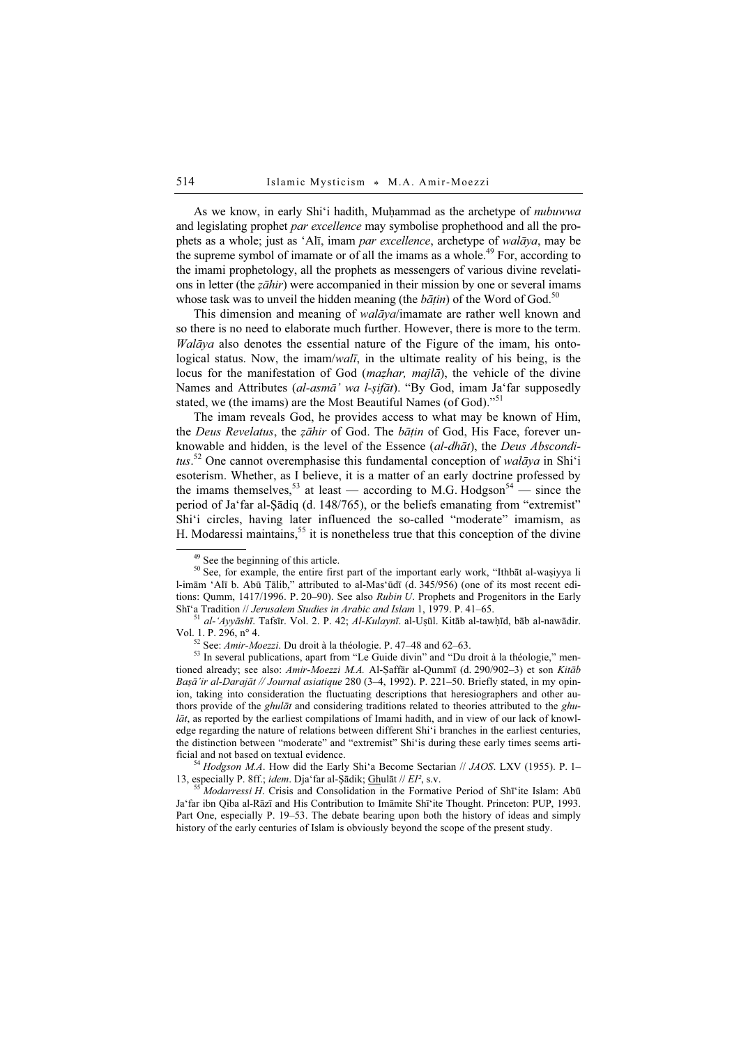As we know, in early Shi'i hadith, Muḥammad as the archetype of *nubuwwa* and legislating prophet *par excellence* may symbolise prophethood and all the prophets as a whole; just as 'Alī, imam *par excellence*, archetype of *walāya*, may be the supreme symbol of imamate or of all the imams as a whole.[49] For, according to the imami prophetology, all the prophets as messengers of various divine revelations in letter (the *ẓāhir*) were accompanied in their mission by one or several imams whose task was to unveil the hidden meaning (the *bāṭin*) of the Word of God.[50]

This dimension and meaning of *walāya*/imamate are rather well known and so there is no need to elaborate much further. However, there is more to the term. *Walāya* also denotes the essential nature of the Figure of the imam, his ontological status. Now, the imam/*walī*, in the ultimate reality of his being, is the locus for the manifestation of God (*maẓhar, majlā*), the vehicle of the divine Names and Attributes (*al-asmā' wa l-ṣifāt*). "By God, imam Ja'far supposedly stated, we (the imams) are the Most Beautiful Names (of God)."[51]

The imam reveals God, he provides access to what may be known of Him, the *Deus Revelatus*, the *ẓāhir* of God. The *bāṭin* of God, His Face, forever unknowable and hidden, is the level of the Essence (*al-dhāt*), the *Deus Absconditus*.[52] One cannot overemphasise this fundamental conception of *walāya* in Shi'i esoterism. Whether, as I believe, it is a matter of an early doctrine professed by the imams themselves,[53] at least — according to M.G. Hodgson[54] — since the period of Ja'far al-Ṣādiq (d. 148/765), or the beliefs emanating from "extremist" Shi'i circles, having later influenced the so-called "moderate" imamism, as H. Modaressi maintains,[55] it is nonetheless true that this conception of the divine

---

[49] See the beginning of this article.

[50] See, for example, the entire first part of the important early work, "Ithbāt al-waṣiyya li l-imām 'Alī b. Abū Ṭālib," attributed to al-Mas'ūdī (d. 345/956) (one of its most recent editions: Qumm, 1417/1996. P. 20–90). See also *Rubin U*. Prophets and Progenitors in the Early Shī'a Tradition // *Jerusalem Studies in Arabic and Islam* 1, 1979. P. 41–65.

[51] *al-'Ayyāshī*. Tafsīr. Vol. 2. P. 42; *Al-Kulaynī*. al-Uṣūl. Kitāb al-tawḥīd, bāb al-nawādir. Vol. 1. P. 296, n° 4.

[52] See: *Amir-Moezzi*. Du droit à la théologie. P. 47–48 and 62–63.

[53] In several publications, apart from "Le Guide divin" and "Du droit à la théologie," mentioned already; see also: *Amir-Moezzi M.A.* Al-Ṣaffār al-Qummī (d. 290/902–3) et son *Kitāb Baṣā'ir al-Darajāt // Journal asiatique* 280 (3–4, 1992). P. 221–50. Briefly stated, in my opinion, taking into consideration the fluctuating descriptions that heresiographers and other authors provide of the *ghulāt* and considering traditions related to theories attributed to the *ghulāt*, as reported by the earliest compilations of Imami hadith, and in view of our lack of knowledge regarding the nature of relations between different Shi'i branches in the earliest centuries, the distinction between "moderate" and "extremist" Shi'is during these early times seems artificial and not based on textual evidence.

[54] *Hodgson M.A*. How did the Early Shi'a Become Sectarian // *JAOS*. LXV (1955). P. 1–13, especially P. 8ff.; *idem*. Dja'far al-Ṣādik; Ghulāt // *EI²*, s.v.

[55] *Modarressi H*. Crisis and Consolidation in the Formative Period of Shī'ite Islam: Abū Ja'far ibn Qiba al-Rāzī and His Contribution to Imāmite Shī'ite Thought. Princeton: PUP, 1993. Part One, especially P. 19–53. The debate bearing upon both the history of ideas and simply history of the early centuries of Islam is obviously beyond the scope of the present study.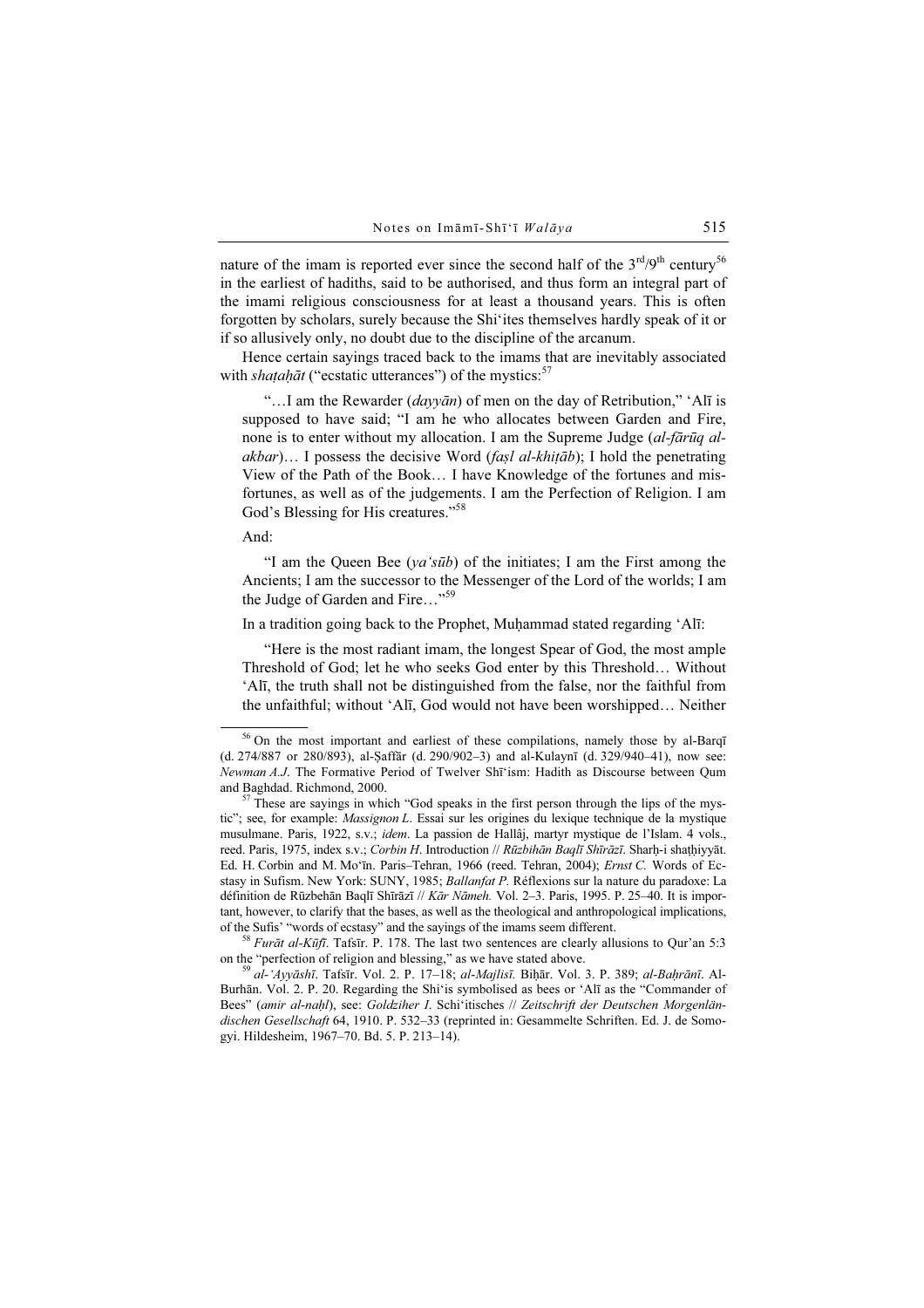nature of the imam is reported ever since the second half of the 3rd/9th century[56] in the earliest of hadiths, said to be authorised, and thus form an integral part of the imami religious consciousness for at least a thousand years. This is often forgotten by scholars, surely because the Shi'ites themselves hardly speak of it or if so allusively only, no doubt due to the discipline of the arcanum.

Hence certain sayings traced back to the imams that are inevitably associated with *shaṭaḥāt* ("ecstatic utterances") of the mystics:[57]

> "…I am the Rewarder (*dayyān*) of men on the day of Retribution," 'Alī is supposed to have said; "I am he who allocates between Garden and Fire, none is to enter without my allocation. I am the Supreme Judge (*al-fārūq al-akbar*)… I possess the decisive Word (*faṣl al-khiṭāb*); I hold the penetrating View of the Path of the Book… I have Knowledge of the fortunes and misfortunes, as well as of the judgements. I am the Perfection of Religion. I am God's Blessing for His creatures."[58]

And:

> "I am the Queen Bee (*ya'sūb*) of the initiates; I am the First among the Ancients; I am the successor to the Messenger of the Lord of the worlds; I am the Judge of Garden and Fire…"[59]

In a tradition going back to the Prophet, Muḥammad stated regarding 'Alī:

> "Here is the most radiant imam, the longest Spear of God, the most ample Threshold of God; let he who seeks God enter by this Threshold… Without 'Alī, the truth shall not be distinguished from the false, nor the faithful from the unfaithful; without 'Alī, God would not have been worshipped… Neither

---

[56] On the most important and earliest of these compilations, namely those by al-Barqī (d. 274/887 or 280/893), al-Ṣaffār (d. 290/902–3) and al-Kulaynī (d. 329/940–41), now see: *Newman A.J*. The Formative Period of Twelver Shī'ism: Hadith as Discourse between Qum and Baghdad. Richmond, 2000.

[57] These are sayings in which "God speaks in the first person through the lips of the mystic"; see, for example: *Massignon L*. Essai sur les origines du lexique technique de la mystique musulmane. Paris, 1922, s.v.; *idem*. La passion de Hallâj, martyr mystique de l'Islam. 4 vols., reed. Paris, 1975, index s.v.; *Corbin H*. Introduction // *Rūzbihān Baqlī Shīrāzī*. Sharḥ-i shaṭḥiyyāt. Ed. H. Corbin and M. Mo'īn. Paris–Tehran, 1966 (reed. Tehran, 2004); *Ernst C.* Words of Ecstasy in Sufism. New York: SUNY, 1985; *Ballanfat P.* Réflexions sur la nature du paradoxe: La définition de Rūzbehān Baqlī Shīrāzī // *Kār Nāmeh.* Vol. 2–3. Paris, 1995. P. 25–40. It is important, however, to clarify that the bases, as well as the theological and anthropological implications, of the Sufis' "words of ecstasy" and the sayings of the imams seem different.

[58] *Furāt al-Kūfī*. Tafsīr. P. 178. The last two sentences are clearly allusions to Qur'an 5:3 on the "perfection of religion and blessing," as we have stated above.

[59] *al-'Ayyāshī*. Tafsīr. Vol. 2. P. 17–18; *al-Majlisī.* Biḥār. Vol. 3. P. 389; *al-Baḥrānī*. Al-Burhān. Vol. 2. P. 20. Regarding the Shi'is symbolised as bees or 'Alī as the "Commander of Bees" (*amir al-naḥl*), see: *Goldziher I*. Schi'itisches // *Zeitschrift der Deutschen Morgenländischen Gesellschaft* 64, 1910. P. 532–33 (reprinted in: Gesammelte Schriften. Ed. J. de Somogyi. Hildesheim, 1967–70. Bd. 5. P. 213–14).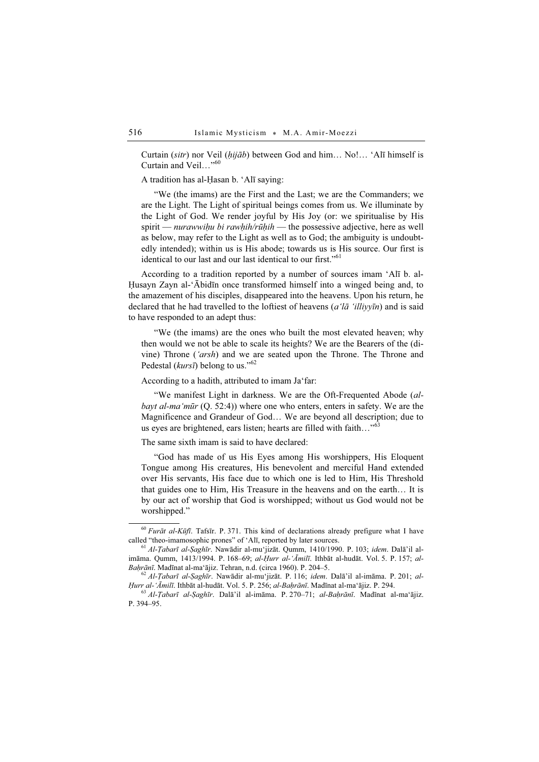Curtain (*sitr*) nor Veil (*ḥijāb*) between God and him… No!… ʻAlī himself is Curtain and Veil…"[60]

A tradition has al-Ḥasan b. ʻAlī saying:

> "We (the imams) are the First and the Last; we are the Commanders; we are the Light. The Light of spiritual beings comes from us. We illuminate by the Light of God. We render joyful by His Joy (or: we spiritualise by His spirit — *nurawwiḥu bi rawḥih/rūḥih* — the possessive adjective, here as well as below, may refer to the Light as well as to God; the ambiguity is undoubtedly intended); within us is His abode; towards us is His source. Our first is identical to our last and our last identical to our first."[61]

According to a tradition reported by a number of sources imam ʻAlī b. al-Ḥusayn Zayn al-ʻĀbidīn once transformed himself into a winged being and, to the amazement of his disciples, disappeared into the heavens. Upon his return, he declared that he had travelled to the loftiest of heavens (*aʻlā ʻilliyyīn*) and is said to have responded to an adept thus:

> "We (the imams) are the ones who built the most elevated heaven; why then would we not be able to scale its heights? We are the Bearers of the (divine) Throne (*ʻarsh*) and we are seated upon the Throne. The Throne and Pedestal (*kursī*) belong to us."[62]

According to a hadith, attributed to imam Jaʻfar:

> "We manifest Light in darkness. We are the Oft-Frequented Abode (*al-bayt al-maʻmūr* (Q. 52:4)) where one who enters, enters in safety. We are the Magnificence and Grandeur of God… We are beyond all description; due to us eyes are brightened, ears listen; hearts are filled with faith…"[63]

The same sixth imam is said to have declared:

> "God has made of us His Eyes among His worshippers, His Eloquent Tongue among His creatures, His benevolent and merciful Hand extended over His servants, His face due to which one is led to Him, His Threshold that guides one to Him, His Treasure in the heavens and on the earth… It is by our act of worship that God is worshipped; without us God would not be worshipped."

---

[60] *Furāt al-Kūfī*. Tafsīr. P. 371. This kind of declarations already prefigure what I have called "theo-imamosophic prones" of ʻAlī, reported by later sources.

[61] *Al-Ṭabarī al-Ṣaghīr*. Nawādir al-muʻjizāt. Qumm, 1410/1990. P. 103; *idem*. Dalāʼil al-imāma. Qumm, 1413/1994. P. 168–69; *al-Ḥurr al-ʻĀmilī*. Ithbāt al-hudāt. Vol. 5. P. 157; *al-Baḥrānī*. Madīnat al-maʻājiz. Tehran, n.d. (circa 1960). P. 204–5.

[62] *Al-Ṭabarī al-Ṣaghīr*. Nawādir al-muʻjizāt. P. 116; *idem*. Dalāʼil al-imāma. P. 201; *al-Ḥurr al-ʻĀmilī*. Ithbāt al-hudāt. Vol. 5. P. 256; *al-Baḥrānī*. Madīnat al-maʻājiz. P. 294.

[63] *Al-Ṭabarī al-Ṣaghīr*. Dalāʼil al-imāma. P. 270–71; *al-Baḥrānī*. Madīnat al-maʻājiz. P. 394–95.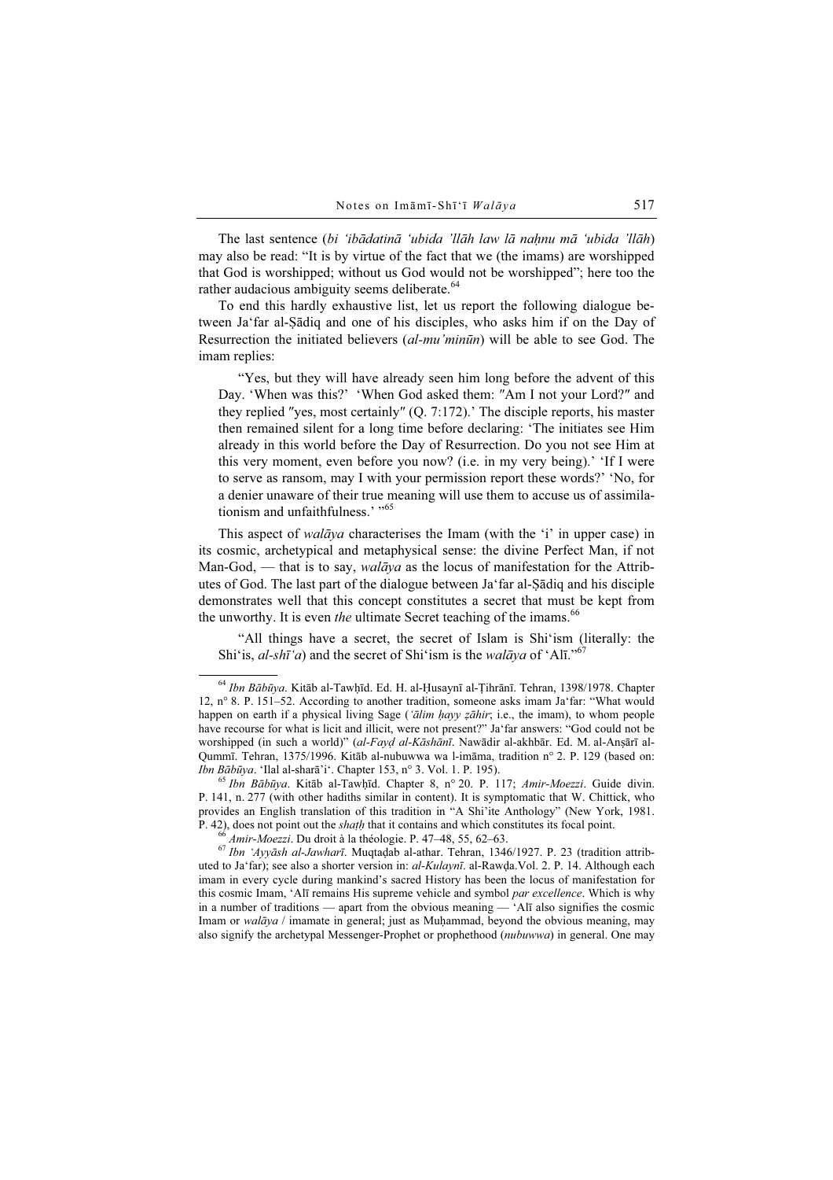The last sentence (*bi ʻibādatinā ʻubida ʼllāh law lā naḥnu mā ʻubida ʼllāh*) may also be read: "It is by virtue of the fact that we (the imams) are worshipped that God is worshipped; without us God would not be worshipped"; here too the rather audacious ambiguity seems deliberate.[64]

To end this hardly exhaustive list, let us report the following dialogue between Jaʻfar al-Ṣādiq and one of his disciples, who asks him if on the Day of Resurrection the initiated believers (*al-mu'minūn*) will be able to see God. The imam replies:

> "Yes, but they will have already seen him long before the advent of this Day. 'When was this?' 'When God asked them: "Am I not your Lord?" and they replied "yes, most certainly" (Q. 7:172).' The disciple reports, his master then remained silent for a long time before declaring: 'The initiates see Him already in this world before the Day of Resurrection. Do you not see Him at this very moment, even before you now? (i.e. in my very being).' 'If I were to serve as ransom, may I with your permission report these words?' 'No, for a denier unaware of their true meaning will use them to accuse us of assimilationism and unfaithfulness.' "[65]

This aspect of *walāya* characterises the Imam (with the 'i' in upper case) in its cosmic, archetypical and metaphysical sense: the divine Perfect Man, if not Man-God, — that is to say, *walāya* as the locus of manifestation for the Attributes of God. The last part of the dialogue between Jaʻfar al-Ṣādiq and his disciple demonstrates well that this concept constitutes a secret that must be kept from the unworthy. It is even *the* ultimate Secret teaching of the imams.[66]

> "All things have a secret, the secret of Islam is Shiʻism (literally: the Shiʻis, *al-shīʻa*) and the secret of Shiʻism is the *walāya* of ʻAlī."[67]

---

[64] *Ibn Bābūya*. Kitāb al-Tawḥīd. Ed. H. al-Ḥusaynī al-Ṭihrānī. Tehran, 1398/1978. Chapter 12, n° 8. P. 151–52. According to another tradition, someone asks imam Jaʻfar: "What would happen on earth if a physical living Sage (*ʻālim ḥayy ẓāhir*; i.e., the imam), to whom people have recourse for what is licit and illicit, were not present?" Jaʻfar answers: "God could not be worshipped (in such a world)" (*al-Fayḍ al-Kāshānī*. Nawādir al-akhbār. Ed. M. al-Anṣārī al-Qummī. Tehran, 1375/1996. Kitāb al-nubuwwa wa l-imāma, tradition n° 2. P. 129 (based on: *Ibn Bābūya*. ʻIlal al-sharāʼiʻ. Chapter 153, n° 3. Vol. 1. P. 195).

[65] *Ibn Bābūya*. Kitāb al-Tawḥīd. Chapter 8, n° 20. P. 117; *Amir-Moezzi*. Guide divin. P. 141, n. 277 (with other hadiths similar in content). It is symptomatic that W. Chittick, who provides an English translation of this tradition in "A Shiʻite Anthology" (New York, 1981. P. 42), does not point out the *shaṭḥ* that it contains and which constitutes its focal point.

[66] *Amir-Moezzi*. Du droit à la théologie. P. 47–48, 55, 62–63.

[67] *Ibn ʻAyyāsh al-Jawharī*. Muqtaḍab al-athar. Tehran, 1346/1927. P. 23 (tradition attributed to Jaʻfar); see also a shorter version in: *al-Kulaynī*. al-Rawḍa.Vol. 2. P. 14. Although each imam in every cycle during mankind's sacred History has been the locus of manifestation for this cosmic Imam, ʻAlī remains His supreme vehicle and symbol *par excellence*. Which is why in a number of traditions — apart from the obvious meaning — ʻAlī also signifies the cosmic Imam or *walāya* / imamate in general; just as Muḥammad, beyond the obvious meaning, may also signify the archetypal Messenger-Prophet or prophethood (*nubuwwa*) in general. One may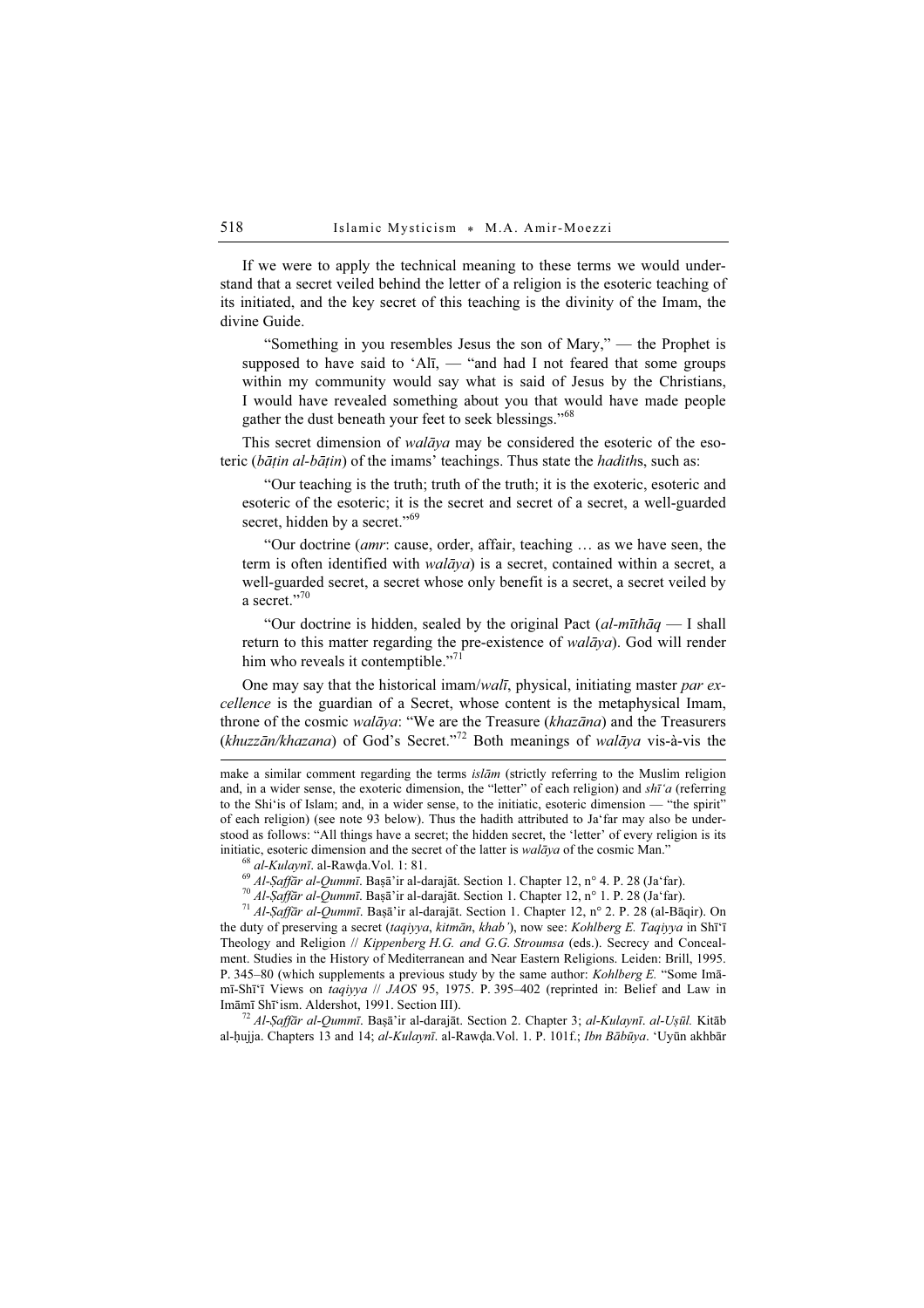If we were to apply the technical meaning to these terms we would understand that a secret veiled behind the letter of a religion is the esoteric teaching of its initiated, and the key secret of this teaching is the divinity of the Imam, the divine Guide.

> "Something in you resembles Jesus the son of Mary," — the Prophet is supposed to have said to 'Alī, — "and had I not feared that some groups within my community would say what is said of Jesus by the Christians, I would have revealed something about you that would have made people gather the dust beneath your feet to seek blessings."[68]

This secret dimension of *walāya* may be considered the esoteric of the esoteric (*bāṭin al-bāṭin*) of the imams' teachings. Thus state the *hadith*s, such as:

> "Our teaching is the truth; truth of the truth; it is the exoteric, esoteric and esoteric of the esoteric; it is the secret and secret of a secret, a well-guarded secret, hidden by a secret."[69]

> "Our doctrine (*amr*: cause, order, affair, teaching … as we have seen, the term is often identified with *walāya*) is a secret, contained within a secret, a well-guarded secret, a secret whose only benefit is a secret, a secret veiled by a secret."[70]

> "Our doctrine is hidden, sealed by the original Pact (*al-mīthāq* — I shall return to this matter regarding the pre-existence of *walāya*). God will render him who reveals it contemptible."[71]

One may say that the historical imam/*walī*, physical, initiating master *par excellence* is the guardian of a Secret, whose content is the metaphysical Imam, throne of the cosmic *walāya*: "We are the Treasure (*khazāna*) and the Treasurers (*khuzzān/khazana*) of God's Secret."[72] Both meanings of *walāya* vis-à-vis the

---

make a similar comment regarding the terms *islām* (strictly referring to the Muslim religion and, in a wider sense, the exoteric dimension, the "letter" of each religion) and *shī'a* (referring to the Shi'is of Islam; and, in a wider sense, to the initiatic, esoteric dimension — "the spirit" of each religion) (see note 93 below). Thus the hadith attributed to Ja'far may also be understood as follows: "All things have a secret; the hidden secret, the 'letter' of every religion is its initiatic, esoteric dimension and the secret of the latter is *walāya* of the cosmic Man."

[68] *al-Kulaynī*. al-Rawḍa.Vol. 1: 81.

[69] *Al-Ṣaffār al-Qummī*. Baṣā'ir al-darajāt. Section 1. Chapter 12, n° 4. P. 28 (Ja'far).

[70] *Al-Ṣaffār al-Qummī*. Baṣā'ir al-darajāt. Section 1. Chapter 12, n° 1. P. 28 (Ja'far).

[71] *Al-Ṣaffār al-Qummī*. Baṣā'ir al-darajāt. Section 1. Chapter 12, n° 2. P. 28 (al-Bāqir). On the duty of preserving a secret (*taqiyya*, *kitmān*, *khab'*), now see: *Kohlberg E. Taqiyya* in Shī'ī Theology and Religion // *Kippenberg H.G. and G.G. Stroumsa* (eds.). Secrecy and Concealment. Studies in the History of Mediterranean and Near Eastern Religions. Leiden: Brill, 1995. P. 345–80 (which supplements a previous study by the same author: *Kohlberg E.* "Some Imāmī-Shī'ī Views on *taqiyya* // *JAOS* 95, 1975. P. 395–402 (reprinted in: Belief and Law in Imāmī Shī'ism. Aldershot, 1991. Section III).

[72] *Al-Ṣaffār al-Qummī*. Baṣā'ir al-darajāt. Section 2. Chapter 3; *al-Kulaynī*. *al-Uṣūl.* Kitāb al-ḥujja. Chapters 13 and 14; *al-Kulaynī*. al-Rawḍa.Vol. 1. P. 101f.; *Ibn Bābūya*. 'Uyūn akhbār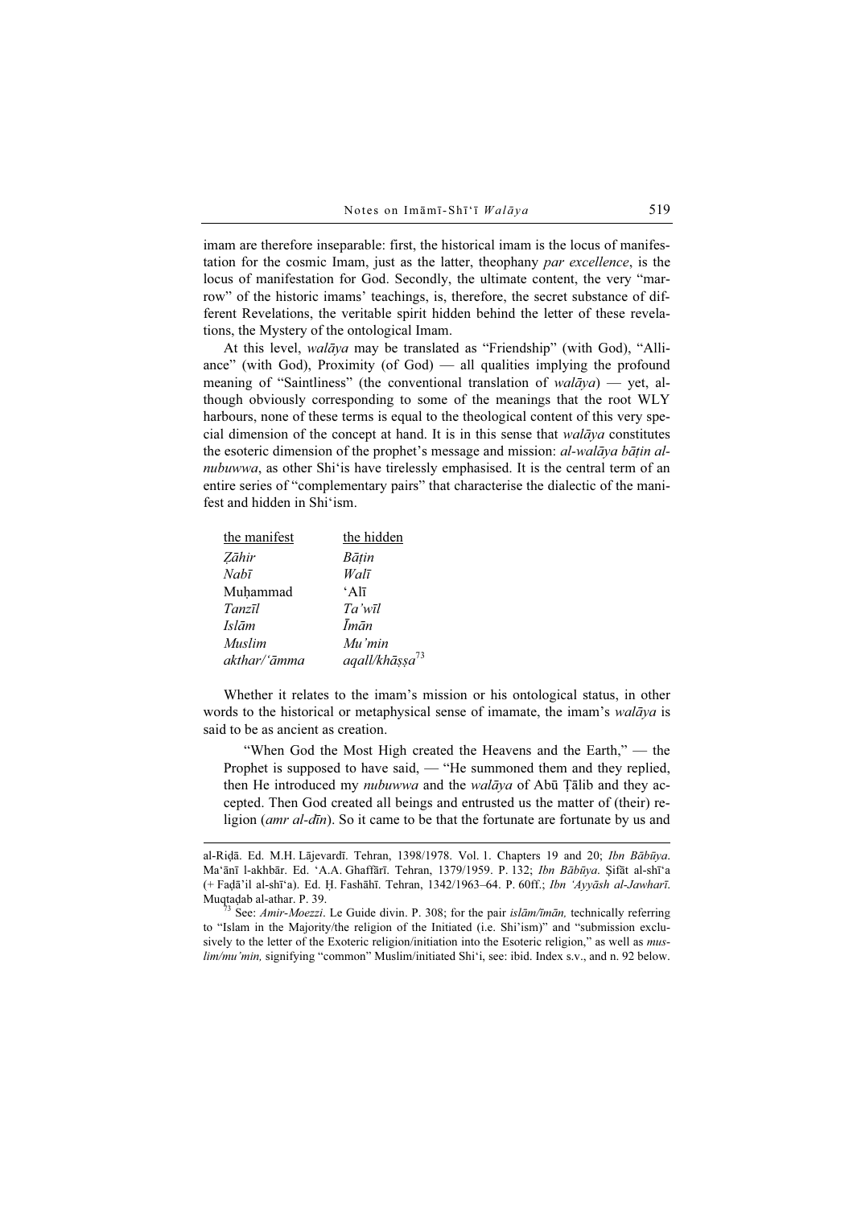imam are therefore inseparable: first, the historical imam is the locus of manifestation for the cosmic Imam, just as the latter, theophany *par excellence*, is the locus of manifestation for God. Secondly, the ultimate content, the very "marrow" of the historic imams' teachings, is, therefore, the secret substance of different Revelations, the veritable spirit hidden behind the letter of these revelations, the Mystery of the ontological Imam.

At this level, *walāya* may be translated as "Friendship" (with God), "Alliance" (with God), Proximity (of God) — all qualities implying the profound meaning of "Saintliness" (the conventional translation of *walāya*) — yet, although obviously corresponding to some of the meanings that the root WLY harbours, none of these terms is equal to the theological content of this very special dimension of the concept at hand. It is in this sense that *walāya* constitutes the esoteric dimension of the prophet's message and mission: *al-walāya bāṭin al-nubuwwa*, as other Shi'is have tirelessly emphasised. It is the central term of an entire series of "complementary pairs" that characterise the dialectic of the manifest and hidden in Shi'ism.

| the manifest | the hidden |
|---|---|
| *Ẓāhir* | *Bāṭin* |
| *Nabī* | *Walī* |
| Muḥammad | 'Alī |
| *Tanzīl* | *Ta'wīl* |
| *Islām* | *Īmān* |
| *Muslim* | *Mu'min* |
| *akthar/'āmma* | *aqall/khāṣṣa*[73] |

Whether it relates to the imam's mission or his ontological status, in other words to the historical or metaphysical sense of imamate, the imam's *walāya* is said to be as ancient as creation.

> "When God the Most High created the Heavens and the Earth," — the Prophet is supposed to have said, — "He summoned them and they replied, then He introduced my *nubuwwa* and the *walāya* of Abū Ṭālib and they accepted. Then God created all beings and entrusted us the matter of (their) religion (*amr al-dīn*). So it came to be that the fortunate are fortunate by us and

---

al-Riḍā. Ed. M.H. Lājevardī. Tehran, 1398/1978. Vol. 1. Chapters 19 and 20; *Ibn Bābūya*. Ma'ānī l-akhbār. Ed. 'A.A. Ghaffārī. Tehran, 1379/1959. P. 132; *Ibn Bābūya*. Ṣifāt al-shī'a (+ Faḍā'il al-shī'a). Ed. Ḥ. Fashāhī. Tehran, 1342/1963–64. P. 60ff.; *Ibn 'Ayyāsh al-Jawharī*. Muqtaḍab al-athar. P. 39.

[73] See: *Amir-Moezzi*. Le Guide divin. P. 308; for the pair *islām/īmān,* technically referring to "Islam in the Majority/the religion of the Initiated (i.e. Shi'ism)" and "submission exclusively to the letter of the Exoteric religion/initiation into the Esoteric religion," as well as *muslim/mu'min,* signifying "common" Muslim/initiated Shi'i, see: ibid. Index s.v., and n. 92 below.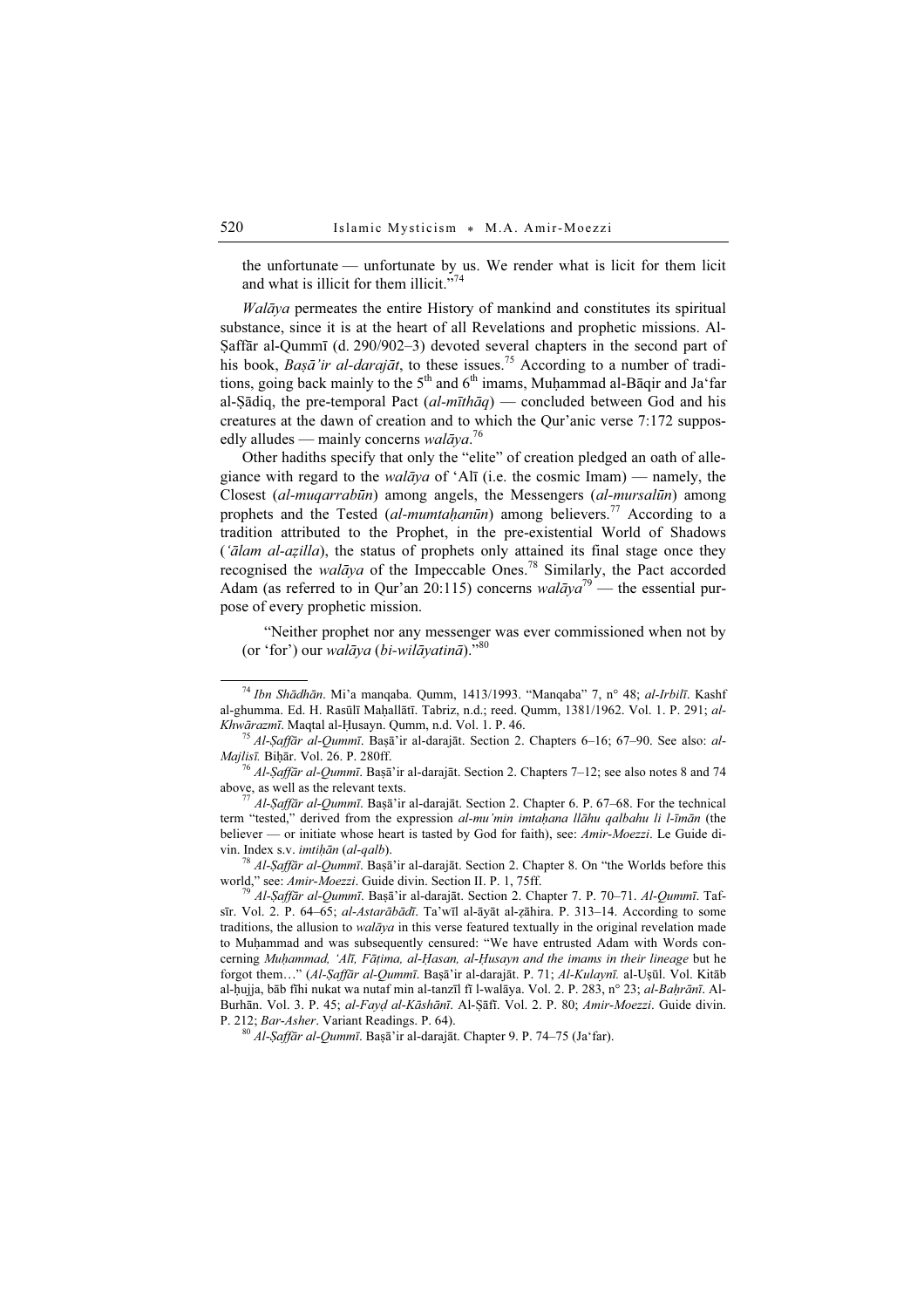the unfortunate — unfortunate by us. We render what is licit for them licit and what is illicit for them illicit."[74]

*Walāya* permeates the entire History of mankind and constitutes its spiritual substance, since it is at the heart of all Revelations and prophetic missions. Al-Ṣaffār al-Qummī (d. 290/902–3) devoted several chapters in the second part of his book, *Baṣā'ir al-darajāt*, to these issues.[75] According to a number of traditions, going back mainly to the 5th and 6th imams, Muḥammad al-Bāqir and Ja'far al-Ṣādiq, the pre-temporal Pact (*al-mīthāq*) — concluded between God and his creatures at the dawn of creation and to which the Qur'anic verse 7:172 supposedly alludes — mainly concerns *walāya*.[76]

Other hadiths specify that only the "elite" of creation pledged an oath of allegiance with regard to the *walāya* of 'Alī (i.e. the cosmic Imam) — namely, the Closest (*al-muqarrabūn*) among angels, the Messengers (*al-mursalūn*) among prophets and the Tested (*al-mumtaḥanūn*) among believers.[77] According to a tradition attributed to the Prophet, in the pre-existential World of Shadows (*'ālam al-aẓilla*), the status of prophets only attained its final stage once they recognised the *walāya* of the Impeccable Ones.[78] Similarly, the Pact accorded Adam (as referred to in Qur'an 20:115) concerns *walāya*[79] — the essential purpose of every prophetic mission.

> "Neither prophet nor any messenger was ever commissioned when not by (or 'for') our *walāya* (*bi-wilāyatinā*)."[80]

---

[74] *Ibn Shādhān*. Mi'a manqaba. Qumm, 1413/1993. "Manqaba" 7, n° 48; *al-Irbilī*. Kashf al-ghumma. Ed. H. Rasūlī Maḥallātī. Tabriz, n.d.; reed. Qumm, 1381/1962. Vol. 1. P. 291; *al-Khwārazmī*. Maqtal al-Ḥusayn. Qumm, n.d. Vol. 1. P. 46.

[75] *Al-Ṣaffār al-Qummī*. Baṣā'ir al-darajāt. Section 2. Chapters 6–16; 67–90. See also: *al-Majlisī.* Biḥār. Vol. 26. P. 280ff.

[76] *Al-Ṣaffār al-Qummī*. Baṣā'ir al-darajāt. Section 2. Chapters 7–12; see also notes 8 and 74 above, as well as the relevant texts.

[77] *Al-Ṣaffār al-Qummī*. Baṣā'ir al-darajāt. Section 2. Chapter 6. P. 67–68. For the technical term "tested," derived from the expression *al-mu'min imtaḥana llāhu qalbahu li l-īmān* (the believer — or initiate whose heart is tasted by God for faith), see: *Amir-Moezzi*. Le Guide divin. Index s.v. *imtiḥān* (*al-qalb*).

[78] *Al-Ṣaffār al-Qummī*. Baṣā'ir al-darajāt. Section 2. Chapter 8. On "the Worlds before this world," see: *Amir-Moezzi*. Guide divin. Section II. P. 1, 75ff.

[79] *Al-Ṣaffār al-Qummī*. Baṣā'ir al-darajāt. Section 2. Chapter 7. P. 70–71. *Al-Qummī*. Tafsīr. Vol. 2. P. 64–65; *al-Astarābādī*. Ta'wīl al-āyāt al-ẓāhira. P. 313–14. According to some traditions, the allusion to *walāya* in this verse featured textually in the original revelation made to Muḥammad and was subsequently censured: "We have entrusted Adam with Words concerning *Muḥammad, 'Alī, Fāṭima, al-Ḥasan, al-Ḥusayn and the imams in their lineage* but he forgot them…" (*Al-Ṣaffār al-Qummī*. Baṣā'ir al-darajāt. P. 71; *Al-Kulaynī.* al-Uṣūl. Vol. Kitāb al-ḥujja, bāb fīhi nukat wa nutaf min al-tanzīl fī l-walāya. Vol. 2. P. 283, n° 23; *al-Baḥrānī*. Al-Burhān. Vol. 3. P. 45; *al-Fayḍ al-Kāshānī*. Al-Ṣāfī. Vol. 2. P. 80; *Amir-Moezzi*. Guide divin. P. 212; *Bar-Asher*. Variant Readings. P. 64).

[80] *Al-Ṣaffār al-Qummī*. Baṣā'ir al-darajāt. Chapter 9. P. 74–75 (Ja'far).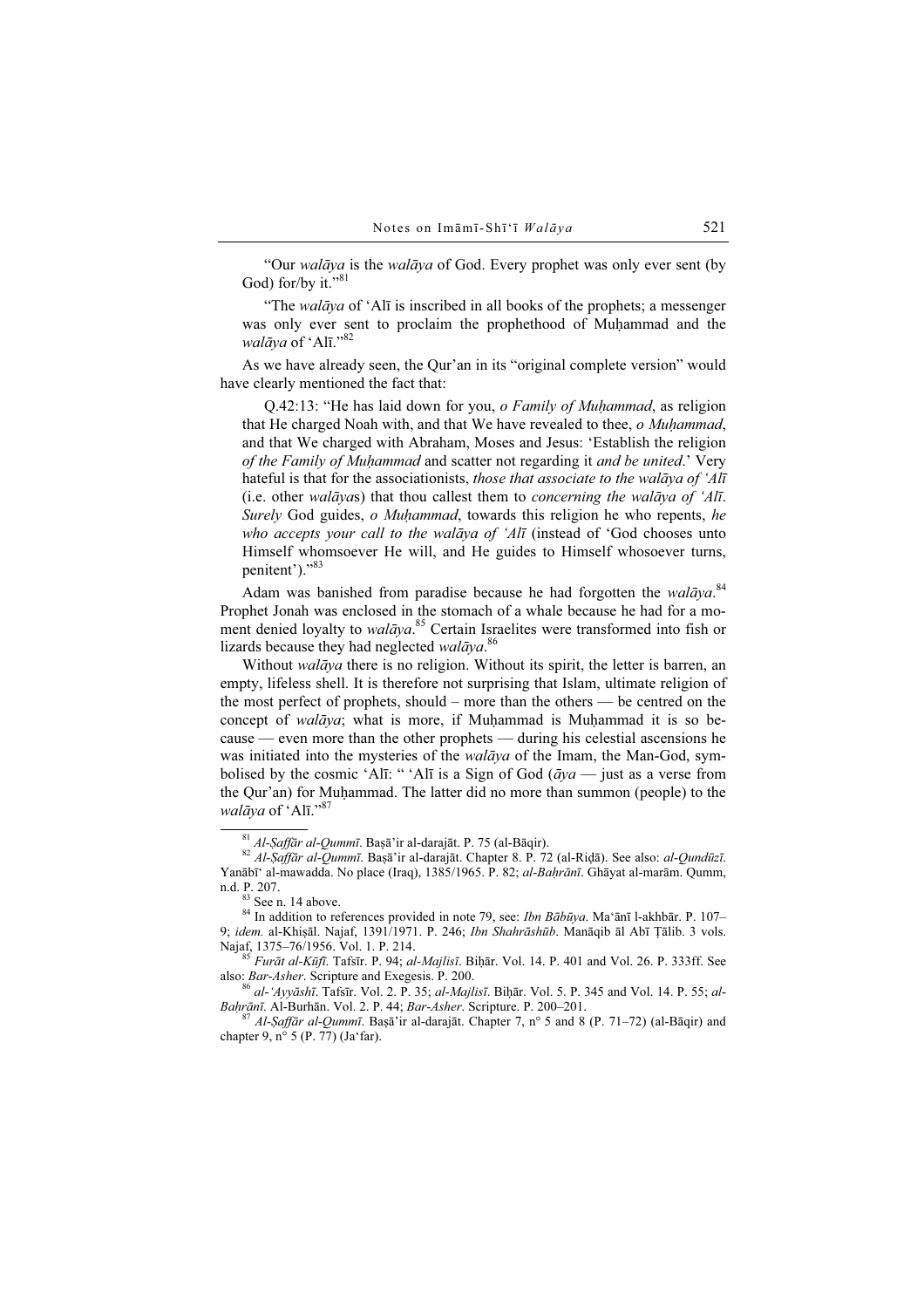"Our *walāya* is the *walāya* of God. Every prophet was only ever sent (by God) for/by it."[81]

"The *walāya* of 'Alī is inscribed in all books of the prophets; a messenger was only ever sent to proclaim the prophethood of Muḥammad and the *walāya* of 'Alī."[82]

As we have already seen, the Qur'an in its "original complete version" would have clearly mentioned the fact that:

> Q.42:13: "He has laid down for you, *o Family of Muḥammad*, as religion that He charged Noah with, and that We have revealed to thee, *o Muḥammad*, and that We charged with Abraham, Moses and Jesus: 'Establish the religion *of the Family of Muḥammad* and scatter not regarding it *and be united*.' Very hateful is that for the associationists, *those that associate to the walāya of 'Alī* (i.e. other *walāya*s) that thou callest them to *concerning the walāya of 'Alī*. *Surely* God guides, *o Muḥammad*, towards this religion he who repents, *he who accepts your call to the walāya of 'Alī* (instead of 'God chooses unto Himself whomsoever He will, and He guides to Himself whosoever turns, penitent')."[83]

Adam was banished from paradise because he had forgotten the *walāya*.[84] Prophet Jonah was enclosed in the stomach of a whale because he had for a moment denied loyalty to *walāya*.[85] Certain Israelites were transformed into fish or lizards because they had neglected *walāya*.[86]

Without *walāya* there is no religion. Without its spirit, the letter is barren, an empty, lifeless shell. It is therefore not surprising that Islam, ultimate religion of the most perfect of prophets, should – more than the others — be centred on the concept of *walāya*; what is more, if Muḥammad is Muḥammad it is so because — even more than the other prophets — during his celestial ascensions he was initiated into the mysteries of the *walāya* of the Imam, the Man-God, symbolised by the cosmic 'Alī: " 'Alī is a Sign of God (*āya* — just as a verse from the Qur'an) for Muḥammad. The latter did no more than summon (people) to the *walāya* of 'Alī."[87]

---

[81] *Al-Ṣaffār al-Qummī*. Baṣā'ir al-darajāt. P. 75 (al-Bāqir).

[82] *Al-Ṣaffār al-Qummī*. Baṣā'ir al-darajāt. Chapter 8. P. 72 (al-Riḍā). See also: *al-Qundūzī*. Yanābī' al-mawadda. No place (Iraq), 1385/1965. P. 82; *al-Baḥrānī*. Ghāyat al-marām. Qumm, n.d. P. 207.

[83] See n. 14 above.

[84] In addition to references provided in note 79, see: *Ibn Bābūya*. Ma'ānī l-akhbār. P. 107–9; *idem.* al-Khiṣāl. Najaf, 1391/1971. P. 246; *Ibn Shahrāshūb*. Manāqib āl Abī Ṭālib. 3 vols. Najaf, 1375–76/1956. Vol. 1. P. 214.

[85] *Furāt al-Kūfī*. Tafsīr. P. 94; *al-Majlisī*. Biḥār. Vol. 14. P. 401 and Vol. 26. P. 333ff. See also: *Bar-Asher*. Scripture and Exegesis. P. 200.

[86] *al-'Ayyāshī*. Tafsīr. Vol. 2. P. 35; *al-Majlisī*. Biḥār. Vol. 5. P. 345 and Vol. 14. P. 55; *al-Baḥrānī*. Al-Burhān. Vol. 2. P. 44; *Bar-Asher*. Scripture. P. 200–201.

[87] *Al-Ṣaffār al-Qummī*. Baṣā'ir al-darajāt. Chapter 7, n° 5 and 8 (P. 71–72) (al-Bāqir) and chapter 9, n° 5 (P. 77) (Ja'far).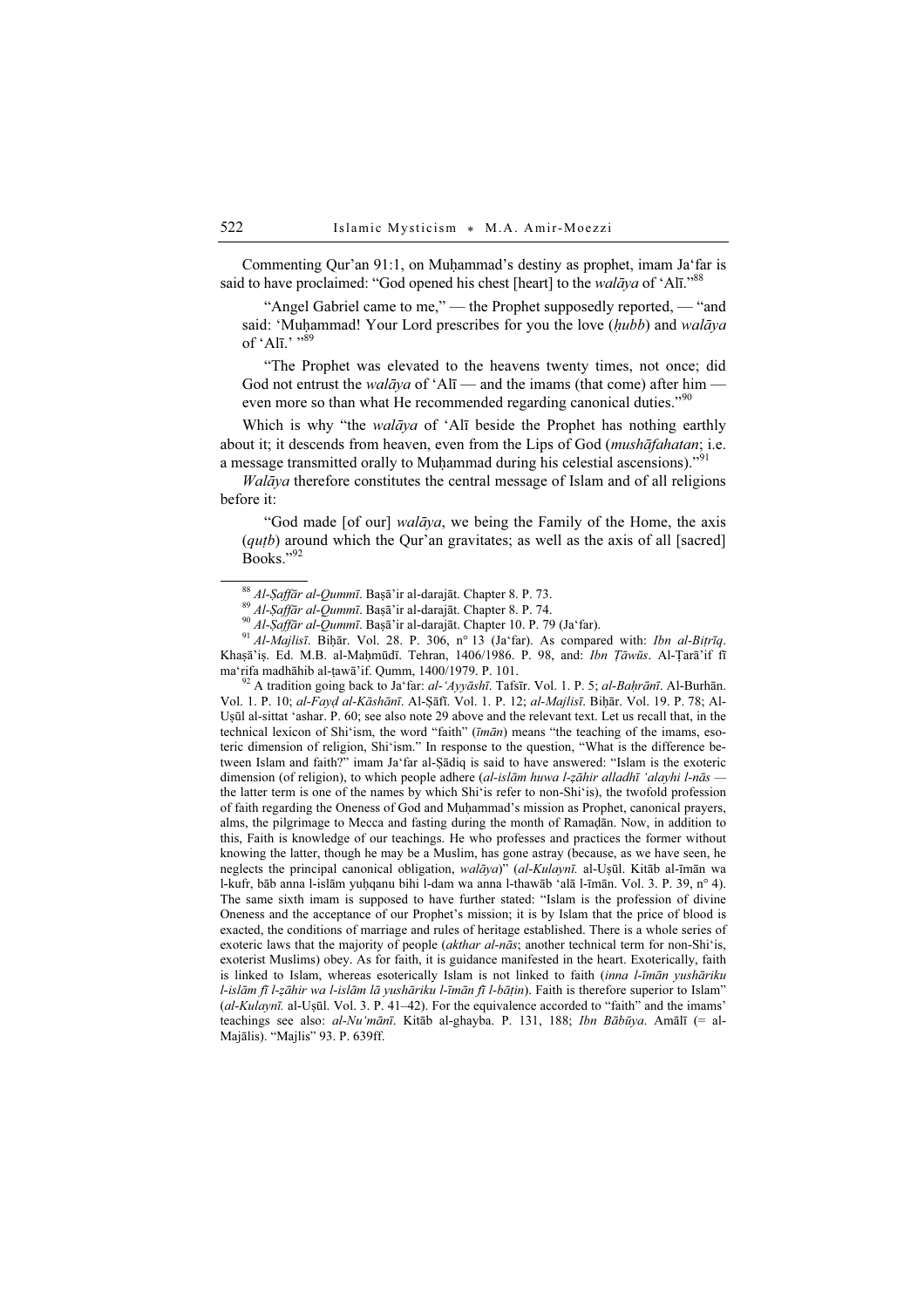Commenting Qur'an 91:1, on Muḥammad's destiny as prophet, imam Ja'far is said to have proclaimed: "God opened his chest [heart] to the *walāya* of 'Alī."[88]

> "Angel Gabriel came to me," — the Prophet supposedly reported, — "and said: 'Muḥammad! Your Lord prescribes for you the love (*ḥubb*) and *walāya* of 'Alī.' "[89]

> "The Prophet was elevated to the heavens twenty times, not once; did God not entrust the *walāya* of 'Alī — and the imams (that come) after him — even more so than what He recommended regarding canonical duties."[90]

Which is why "the *walāya* of 'Alī beside the Prophet has nothing earthly about it; it descends from heaven, even from the Lips of God (*mushāfahatan*; i.e. a message transmitted orally to Muḥammad during his celestial ascensions)."[91]

*Walāya* therefore constitutes the central message of Islam and of all religions before it:

> "God made [of our] *walāya*, we being the Family of the Home, the axis (*quṭb*) around which the Qur'an gravitates; as well as the axis of all [sacred] Books."[92]

---

[88] *Al-Ṣaffār al-Qummī*. Baṣā'ir al-darajāt. Chapter 8. P. 73.

[89] *Al-Ṣaffār al-Qummī*. Baṣā'ir al-darajāt. Chapter 8. P. 74.

[90] *Al-Ṣaffār al-Qummī*. Baṣā'ir al-darajāt. Chapter 10. P. 79 (Ja'far).

[91] *Al-Majlisī*. Biḥār. Vol. 28. P. 306, n° 13 (Ja'far). As compared with: *Ibn al-Biṭrīq*. Khaṣā'iṣ. Ed. M.B. al-Maḥmūdī. Tehran, 1406/1986. P. 98, and: *Ibn Ṭāwūs*. Al-Ṭarā'if fī ma'rifa madhāhib al-ṭawā'if. Qumm, 1400/1979. P. 101.

[92] A tradition going back to Ja'far: *al-'Ayyāshī*. Tafsīr. Vol. 1. P. 5; *al-Baḥrānī*. Al-Burhān. Vol. 1. P. 10; *al-Fayḍ al-Kāshānī*. Al-Ṣāfī. Vol. 1. P. 12; *al-Majlisī*. Biḥār. Vol. 19. P. 78; Al-Uṣūl al-sittat 'ashar. P. 60; see also note 29 above and the relevant text. Let us recall that, in the technical lexicon of Shi'ism, the word "faith" (*īmān*) means "the teaching of the imams, esoteric dimension of religion, Shi'ism." In response to the question, "What is the difference between Islam and faith?" imam Ja'far al-Ṣādiq is said to have answered: "Islam is the exoteric dimension (of religion), to which people adhere (*al-islām huwa l-ẓāhir alladhī 'alayhi l-nās* — the latter term is one of the names by which Shi'is refer to non-Shi'is), the twofold profession of faith regarding the Oneness of God and Muḥammad's mission as Prophet, canonical prayers, alms, the pilgrimage to Mecca and fasting during the month of Ramaḍān. Now, in addition to this, Faith is knowledge of our teachings. He who professes and practices the former without knowing the latter, though he may be a Muslim, has gone astray (because, as we have seen, he neglects the principal canonical obligation, *walāya*)" (*al-Kulaynī.* al-Uṣūl. Kitāb al-īmān wa l-kufr, bāb anna l-islām yuḥqanu bihi l-dam wa anna l-thawāb 'alā l-īmān. Vol. 3. P. 39, n° 4). The same sixth imam is supposed to have further stated: "Islam is the profession of divine Oneness and the acceptance of our Prophet's mission; it is by Islam that the price of blood is exacted, the conditions of marriage and rules of heritage established. There is a whole series of exoteric laws that the majority of people (*akthar al-nās*; another technical term for non-Shi'is, exoterist Muslims) obey. As for faith, it is guidance manifested in the heart. Exoterically, faith is linked to Islam, whereas esoterically Islam is not linked to faith (*inna l-īmān yushāriku l-islām fī l-ẓāhir wa l-islām lā yushāriku l-īmān fī l-bāṭin*). Faith is therefore superior to Islam" (*al-Kulaynī.* al-Uṣūl. Vol. 3. P. 41–42). For the equivalence accorded to "faith" and the imams' teachings see also: *al-Nu'mānī*. Kitāb al-ghayba. P. 131, 188; *Ibn Bābūya*. Amālī (= al-Majālis). "Majlis" 93. P. 639ff.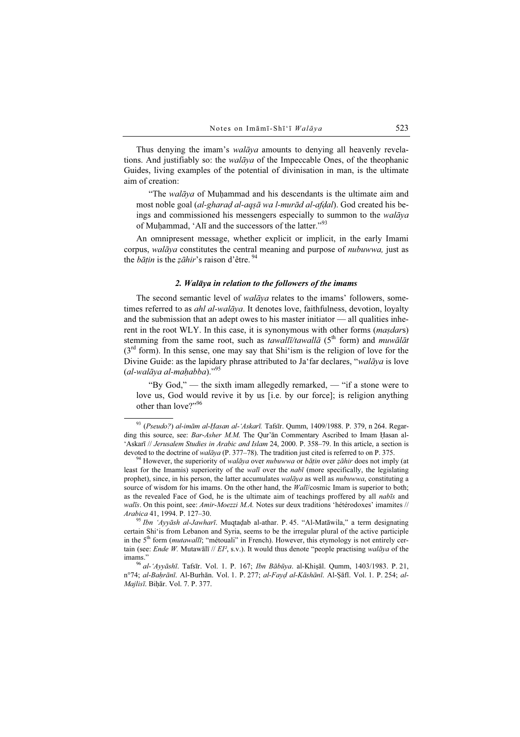Thus denying the imam's *walāya* amounts to denying all heavenly revelations. And justifiably so: the *walāya* of the Impeccable Ones, of the theophanic Guides, living examples of the potential of divinisation in man, is the ultimate aim of creation:

> "The *walāya* of Muḥammad and his descendants is the ultimate aim and most noble goal (*al-gharaḍ al-aqṣā wa l-murād al-afḍal*). God created his beings and commissioned his messengers especially to summon to the *walāya* of Muḥammad, 'Alī and the successors of the latter."[93]

An omnipresent message, whether explicit or implicit, in the early Imami corpus, *walāya* constitutes the central meaning and purpose of *nubuwwa,* just as the *bāṭin* is the *ẓāhir*'s raison d'être.[94]

### *2. Walāya in relation to the followers of the imams*

The second semantic level of *walāya* relates to the imams' followers, sometimes referred to as *ahl al-walāya*. It denotes love, faithfulness, devotion, loyalty and the submission that an adept owes to his master initiator — all qualities inherent in the root WLY. In this case, it is synonymous with other forms (*maṣdar*s) stemming from the same root, such as *tawallī/tawallā* (5th form) and *muwālāt* (3rd form). In this sense, one may say that Shi'ism is the religion of love for the Divine Guide: as the lapidary phrase attributed to Ja'far declares, "*walāya* is love (*al-walāya al-maḥabba*)."[95]

> "By God," — the sixth imam allegedly remarked, — "if a stone were to love us, God would revive it by us [i.e. by our force]; is religion anything other than love?"[96]

---

[93] (*Pseudo?*) *al-imām al-Ḥasan al-'Askarī.* Tafsīr. Qumm, 1409/1988. P. 379, n 264. Regarding this source, see: *Bar-Asher M.M.* The Qur'ān Commentary Ascribed to Imam Ḥasan al-'Askarī // *Jerusalem Studies in Arabic and Islam* 24, 2000. P. 358–79. In this article, a section is devoted to the doctrine of *walāya* (P. 377–78). The tradition just cited is referred to on P. 375.

[94] However, the superiority of *walāya* over *nubuwwa* or *bāṭin* over *ẓāhir* does not imply (at least for the Imamis) superiority of the *walī* over the *nabī* (more specifically, the legislating prophet), since, in his person, the latter accumulates *walāya* as well as *nubuwwa*, constituting a source of wisdom for his imams. On the other hand, the *Walī*/cosmic Imam is superior to both; as the revealed Face of God, he is the ultimate aim of teachings proffered by all *nabīs* and *walīs*. On this point, see: *Amir-Moezzi M.A.* Notes sur deux traditions 'hétérodoxes' imamites // *Arabica* 41, 1994. P. 127–30.

[95] *Ibn 'Ayyāsh al-Jawharī*. Muqtaḍab al-athar. P. 45. "Al-Matāwila," a term designating certain Shi'is from Lebanon and Syria, seems to be the irregular plural of the active participle in the 5th form (*mutawallī*; "métouali" in French). However, this etymology is not entirely certain (see: *Ende W.* Mutawālī // *EI²*, s.v.). It would thus denote "people practising *walāya* of the imams."

[96] *al-'Ayyāshī*. Tafsīr. Vol. 1. P. 167; *Ibn Bābūya*. al-Khiṣāl. Qumm, 1403/1983. P. 21, n°74; *al-Baḥrānī*. Al-Burhān. Vol. 1. P. 277; *al-Fayḍ al-Kāshānī*. Al-Ṣāfī. Vol. 1. P. 254; *al-Majlisī*. Biḥār. Vol. 7. P. 377.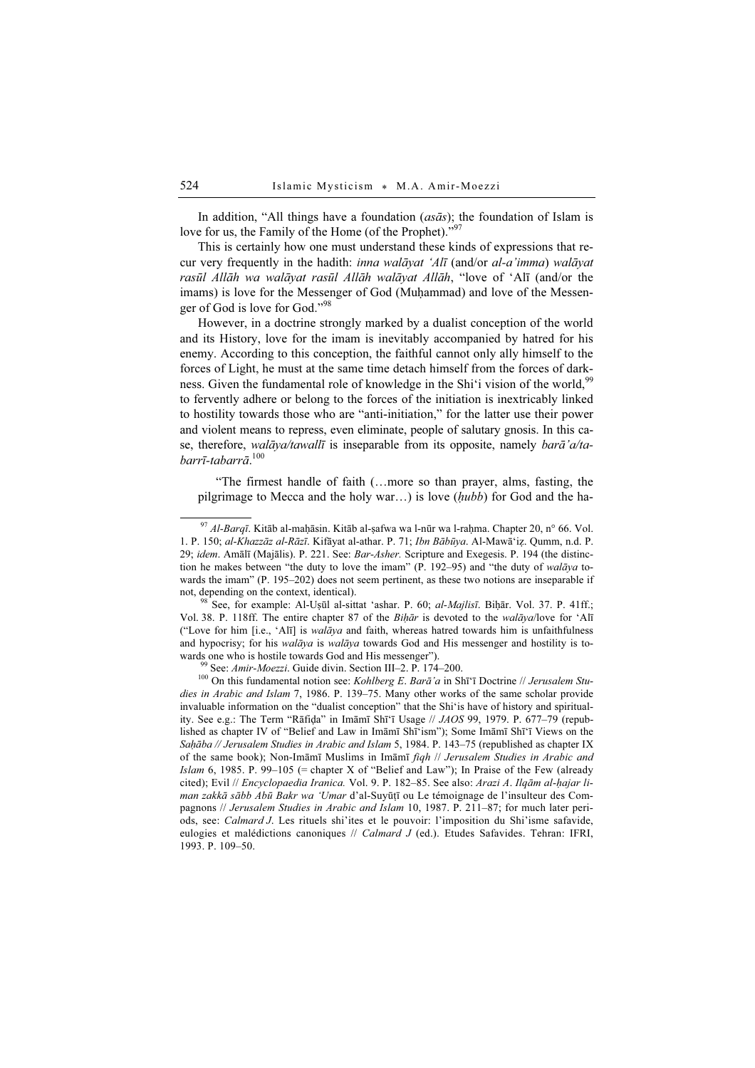In addition, "All things have a foundation (*asās*); the foundation of Islam is love for us, the Family of the Home (of the Prophet)."[97]

This is certainly how one must understand these kinds of expressions that recur very frequently in the hadith: *inna walāyat 'Alī* (and/or *al-a'imma*) *walāyat rasūl Allāh wa walāyat rasūl Allāh walāyat Allāh*, "love of 'Alī (and/or the imams) is love for the Messenger of God (Muḥammad) and love of the Messenger of God is love for God."[98]

However, in a doctrine strongly marked by a dualist conception of the world and its History, love for the imam is inevitably accompanied by hatred for his enemy. According to this conception, the faithful cannot only ally himself to the forces of Light, he must at the same time detach himself from the forces of darkness. Given the fundamental role of knowledge in the Shi'i vision of the world,[99] to fervently adhere or belong to the forces of the initiation is inextricably linked to hostility towards those who are "anti-initiation," for the latter use their power and violent means to repress, even eliminate, people of salutary gnosis. In this case, therefore, *walāya/tawallī* is inseparable from its opposite, namely *barā'a/tabarrī-tabarrā*.[100]

"The firmest handle of faith (…more so than prayer, alms, fasting, the pilgrimage to Mecca and the holy war…) is love (*ḥubb*) for God and the ha-

---

[97] *Al-Barqī*. Kitāb al-maḥāsin. Kitāb al-ṣafwa wa l-nūr wa l-raḥma. Chapter 20, n° 66. Vol. 1. P. 150; *al-Khazzāz al-Rāzī*. Kifāyat al-athar. P. 71; *Ibn Bābūya*. Al-Mawā'iẓ. Qumm, n.d. P. 29; *idem*. Amālī (Majālis). P. 221. See: *Bar-Asher.* Scripture and Exegesis. P. 194 (the distinction he makes between "the duty to love the imam" (P. 192–95) and "the duty of *walāya* towards the imam" (P. 195–202) does not seem pertinent, as these two notions are inseparable if not, depending on the context, identical).

[98] See, for example: Al-Uṣūl al-sittat 'ashar. P. 60; *al-Majlisī*. Biḥār. Vol. 37. P. 41ff.; Vol. 38. P. 118ff. The entire chapter 87 of the *Biḥār* is devoted to the *walāya*/love for 'Alī ("Love for him [i.e., 'Alī] is *walāya* and faith, whereas hatred towards him is unfaithfulness and hypocrisy; for his *walāya* is *walāya* towards God and His messenger and hostility is towards one who is hostile towards God and His messenger").

[99] See: *Amir-Moezzi*. Guide divin. Section III–2. P. 174–200.

[100] On this fundamental notion see: *Kohlberg E*. *Barā'a* in Shī'ī Doctrine // *Jerusalem Studies in Arabic and Islam* 7, 1986. P. 139–75. Many other works of the same scholar provide invaluable information on the "dualist conception" that the Shi'is have of history and spirituality. See e.g.: The Term "Rāfiḍa" in Imāmī Shī'ī Usage // *JAOS* 99, 1979. P. 677–79 (republished as chapter IV of "Belief and Law in Imāmī Shī'ism"); Some Imāmī Shī'ī Views on the *Saḥāba // Jerusalem Studies in Arabic and Islam* 5, 1984. P. 143–75 (republished as chapter IX of the same book); Non-Imāmī Muslims in Imāmī *fiqh* // *Jerusalem Studies in Arabic and Islam* 6, 1985. P. 99–105 (= chapter X of "Belief and Law"); In Praise of the Few (already cited); Evil // *Encyclopaedia Iranica.* Vol. 9. P. 182–85. See also: *Arazi A*. *Ilqām al-ḥajar li-man zakkā sābb Abū Bakr wa 'Umar* d'al-Suyūṭī ou Le témoignage de l'insulteur des Compagnons // *Jerusalem Studies in Arabic and Islam* 10, 1987. P. 211–87; for much later periods, see: *Calmard J*. Les rituels shi'ites et le pouvoir: l'imposition du Shi'isme safavide, eulogies et malédictions canoniques // *Calmard J* (ed.). Etudes Safavides. Tehran: IFRI, 1993. P. 109–50.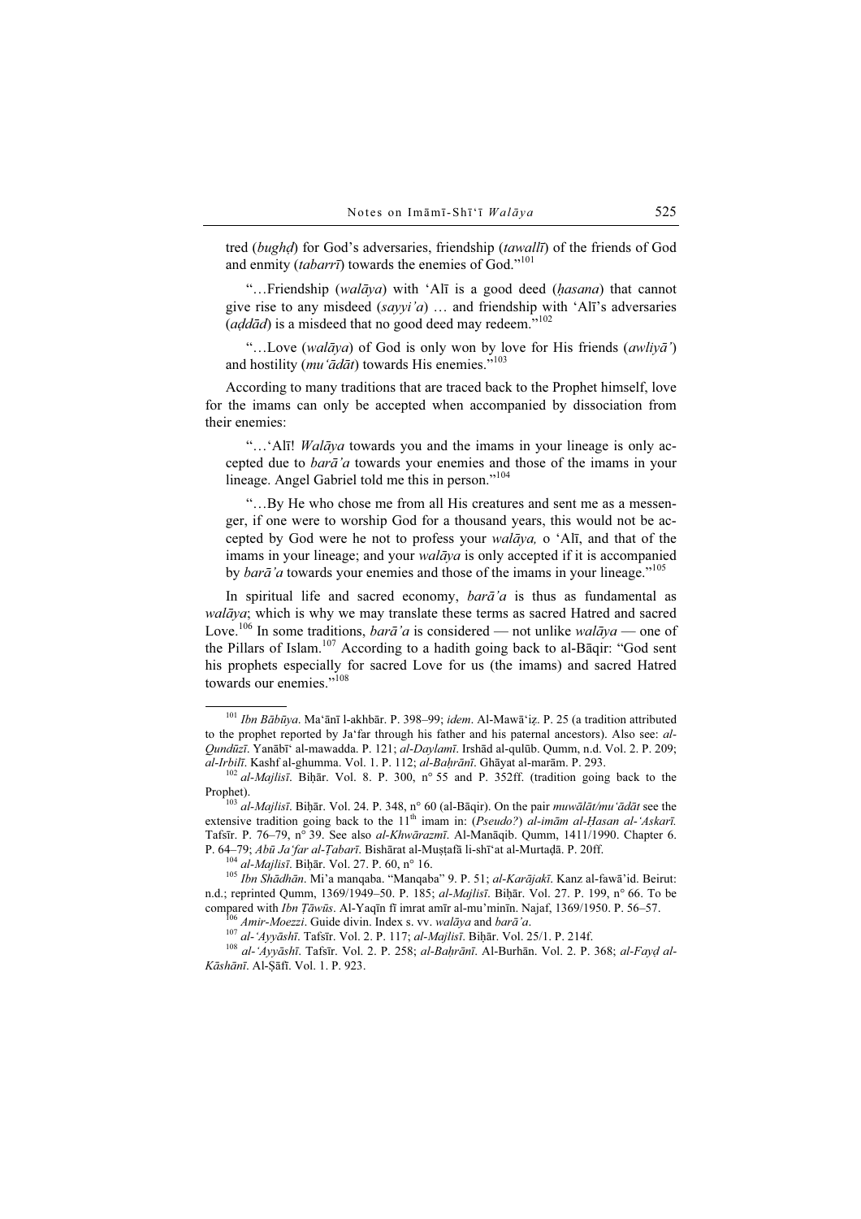tred (*bughḍ*) for God's adversaries, friendship (*tawallī*) of the friends of God and enmity (*tabarrī*) towards the enemies of God."[101]

"…Friendship (*walāya*) with 'Alī is a good deed (*ḥasana*) that cannot give rise to any misdeed (*sayyi'a*) … and friendship with 'Alī's adversaries (*aḍdād*) is a misdeed that no good deed may redeem."[102]

"…Love (*walāya*) of God is only won by love for His friends (*awliyā'*) and hostility (*mu'ādāt*) towards His enemies."[103]

According to many traditions that are traced back to the Prophet himself, love for the imams can only be accepted when accompanied by dissociation from their enemies:

"…'Alī! *Walāya* towards you and the imams in your lineage is only accepted due to *barā'a* towards your enemies and those of the imams in your lineage. Angel Gabriel told me this in person."[104]

"…By He who chose me from all His creatures and sent me as a messenger, if one were to worship God for a thousand years, this would not be accepted by God were he not to profess your *walāya,* o 'Alī, and that of the imams in your lineage; and your *walāya* is only accepted if it is accompanied by *barā'a* towards your enemies and those of the imams in your lineage."[105]

In spiritual life and sacred economy, *barā'a* is thus as fundamental as *walāya*; which is why we may translate these terms as sacred Hatred and sacred Love.[106] In some traditions, *barā'a* is considered — not unlike *walāya* — one of the Pillars of Islam.[107] According to a hadith going back to al-Bāqir: "God sent his prophets especially for sacred Love for us (the imams) and sacred Hatred towards our enemies."[108]

---

[101] *Ibn Bābūya*. Ma'ānī l-akhbār. P. 398–99; *idem*. Al-Mawā'iẓ. P. 25 (a tradition attributed to the prophet reported by Ja'far through his father and his paternal ancestors). Also see: *al-Qundūzī*. Yanābī' al-mawadda. P. 121; *al-Daylamī*. Irshād al-qulūb. Qumm, n.d. Vol. 2. P. 209; *al-Irbilī*. Kashf al-ghumma. Vol. 1. P. 112; *al-Baḥrānī*. Ghāyat al-marām. P. 293.

[102] *al-Majlisī*. Biḥār. Vol. 8. P. 300, n° 55 and P. 352ff. (tradition going back to the Prophet).

[103] *al-Majlisī*. Biḥār. Vol. 24. P. 348, n° 60 (al-Bāqir). On the pair *muwālāt/mu'ādāt* see the extensive tradition going back to the 11th imam in: (*Pseudo?*) *al-imām al-Ḥasan al-'Askarī.* Tafsīr. P. 76–79, n° 39. See also *al-Khwārazmī*. Al-Manāqib. Qumm, 1411/1990. Chapter 6. P. 64–79; *Abū Ja'far al-Ṭabarī*. Bishārat al-Muṣṭafā li-shī'at al-Murtaḍā. P. 20ff.

[104] *al-Majlisī*. Biḥār. Vol. 27. P. 60, n° 16.

[105] *Ibn Shādhān*. Mi'a manqaba. "Manqaba" 9. P. 51; *al-Karājakī*. Kanz al-fawā'id. Beirut: n.d.; reprinted Qumm, 1369/1949–50. P. 185; *al-Majlisī*. Biḥār. Vol. 27. P. 199, n° 66. To be compared with *Ibn Ṭāwūs*. Al-Yaqīn fī imrat amīr al-mu'minīn. Najaf, 1369/1950. P. 56–57.

[106] *Amir-Moezzi*. Guide divin. Index s. vv. *walāya* and *barā'a*.

[107] *al-'Ayyāshī*. Tafsīr. Vol. 2. P. 117; *al-Majlisī*. Biḥār. Vol. 25/1. P. 214f.

[108] *al-'Ayyāshī*. Tafsīr. Vol. 2. P. 258; *al-Baḥrānī*. Al-Burhān. Vol. 2. P. 368; *al-Fayḍ al-Kāshānī*. Al-Ṣāfī. Vol. 1. P. 923.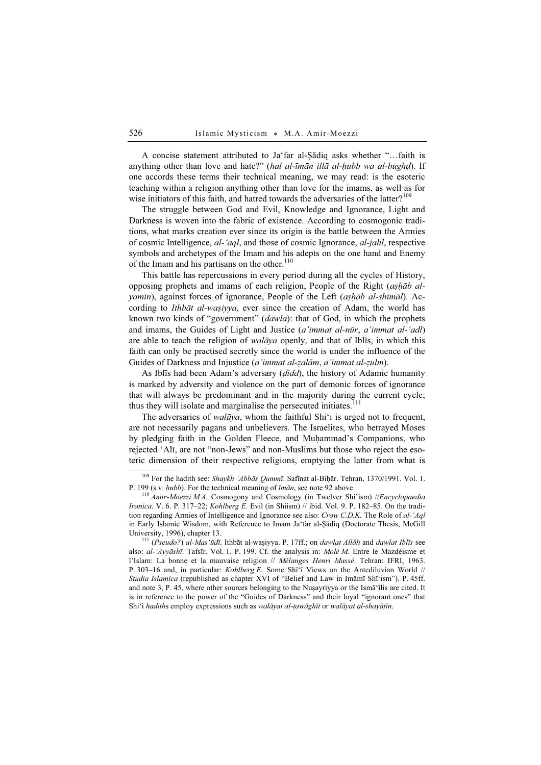A concise statement attributed to Ja'far al-Ṣādiq asks whether "…faith is anything other than love and hate?" (*hal al-īmān illā al-ḥubb wa al-bughḍ*). If one accords these terms their technical meaning, we may read: is the esoteric teaching within a religion anything other than love for the imams, as well as for wise initiators of this faith, and hatred towards the adversaries of the latter?[109]

The struggle between God and Evil, Knowledge and Ignorance, Light and Darkness is woven into the fabric of existence. According to cosmogonic traditions, what marks creation ever since its origin is the battle between the Armies of cosmic Intelligence, *al-'aql*, and those of cosmic Ignorance, *al-jahl*, respective symbols and archetypes of the Imam and his adepts on the one hand and Enemy of the Imam and his partisans on the other.[110]

This battle has repercussions in every period during all the cycles of History, opposing prophets and imams of each religion, People of the Right (*aṣḥāb al-yamīn*), against forces of ignorance, People of the Left (*aṣḥāb al-shimāl*). According to *Ithbāt al-waṣiyya*, ever since the creation of Adam, the world has known two kinds of "government" (*dawla*): that of God, in which the prophets and imams, the Guides of Light and Justice (*a'immat al-nūr*, *a'immat al-'adl*) are able to teach the religion of *walāya* openly, and that of Iblīs, in which this faith can only be practised secretly since the world is under the influence of the Guides of Darkness and Injustice (*a'immat al-ẓalām*, *a'immat al-ẓulm*).

As Iblīs had been Adam's adversary (*ḍidd*), the history of Adamic humanity is marked by adversity and violence on the part of demonic forces of ignorance that will always be predominant and in the majority during the current cycle; thus they will isolate and marginalise the persecuted initiates.[111]

The adversaries of *walāya*, whom the faithful Shi'i is urged not to frequent, are not necessarily pagans and unbelievers. The Israelites, who betrayed Moses by pledging faith in the Golden Fleece, and Muḥammad's Companions, who rejected 'Alī, are not "non-Jews" and non-Muslims but those who reject the esoteric dimension of their respective religions, emptying the latter from what is

---

[109] For the hadith see: *Shaykh 'Abbās Qummī*. Safīnat al-Biḥār. Tehran, 1370/1991. Vol. 1. P. 199 (s.v. *ḥubb*). For the technical meaning of *īmān*, see note 92 above.

[110] *Amir-Moezzi M.A.* Cosmogony and Cosmology (in Twelver Shi'ism) //*Encyclopaedia Iranica*. V. 6. P. 317–22; *Kohlberg E.* Evil (in Shiism) // ibid. Vol. 9. P. 182–85. On the tradition regarding Armies of Intelligence and Ignorance see also: *Crow C.D.K.* The Role of *al-'Aql* in Early Islamic Wisdom, with Reference to Imam Ja'far al-Ṣādiq (Doctorate Thesis, McGill University, 1996), chapter 13.

[111] (*Pseudo?*) *al-Mas'ūdī*. Ithbāt al-waṣiyya. P. 17ff.; on *dawlat Allāh* and *dawlat Iblīs* see also: *al-'Ayyāshī*. Tafsīr. Vol. 1. P. 199. Cf. the analysis in: *Molé M.* Entre le Mazdéisme et l'Islam: La bonne et la mauvaise religion // *Mélanges Henri Massé*. Tehran: IFRI, 1963. P. 303–16 and, in particular: *Kohlberg E.* Some Shī'ī Views on the Antediluvian World // *Studia Islamica* (republished as chapter XVI of "Belief and Law in Imāmī Shī'ism"). P. 45ff. and note 3, P. 45, where other sources belonging to the Nuṣayriyya or the Ismā'īlis are cited. It is in reference to the power of the "Guides of Darkness" and their loyal "ignorant ones" that Shi'i *hadith*s employ expressions such as *walāyat al-ṭawāghīt* or *walāyat al-shayāṭīn*.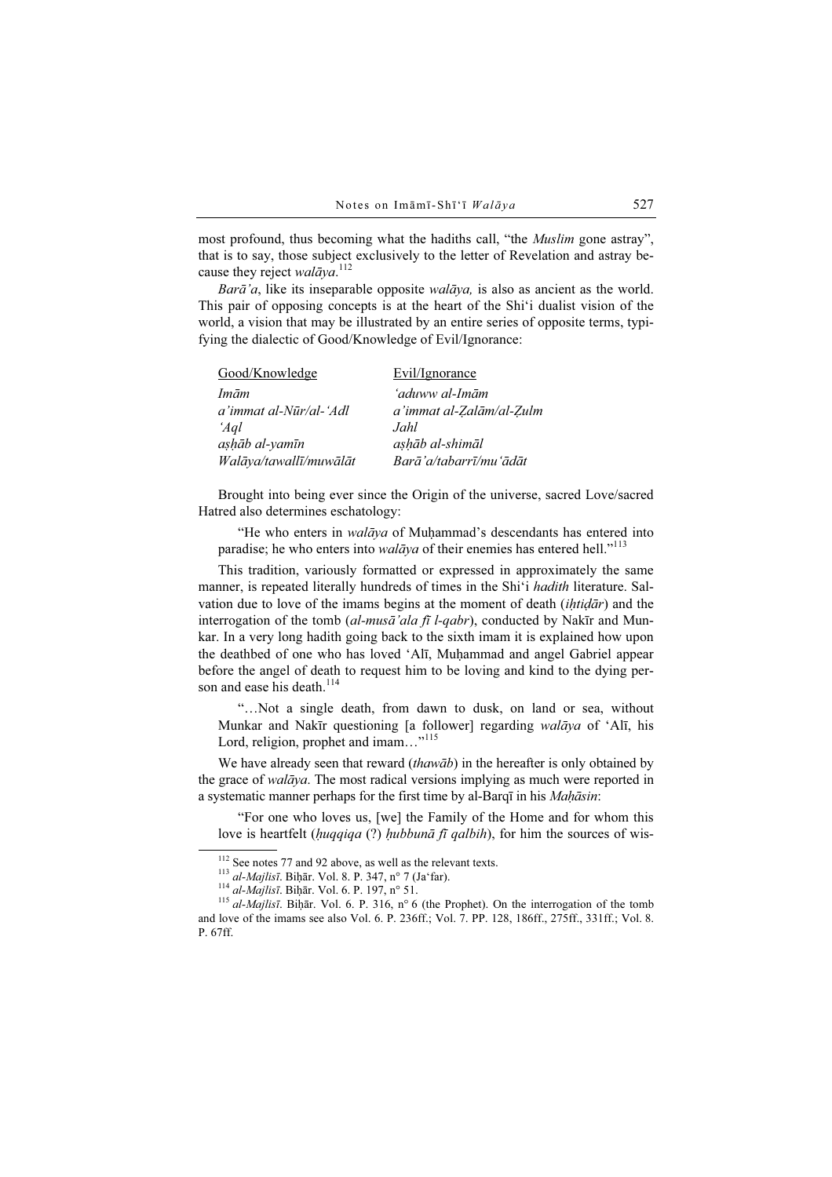most profound, thus becoming what the hadiths call, "the *Muslim* gone astray", that is to say, those subject exclusively to the letter of Revelation and astray because they reject *walāya*.[112]

*Barā'a*, like its inseparable opposite *walāya,* is also as ancient as the world. This pair of opposing concepts is at the heart of the Shi'i dualist vision of the world, a vision that may be illustrated by an entire series of opposite terms, typifying the dialectic of Good/Knowledge of Evil/Ignorance:

| Good/Knowledge | Evil/Ignorance |
|---|---|
| *Imām* | *'aduww al-Imām* |
| *a'immat al-Nūr/al-'Adl* | *a'immat al-Ẓalām/al-Ẓulm* |
| *'Aql* | *Jahl* |
| *aṣḥāb al-yamīn* | *aṣḥāb al-shimāl* |
| *Walāya/tawallī/muwālāt* | *Barā'a/tabarrī/mu'ādāt* |

Brought into being ever since the Origin of the universe, sacred Love/sacred Hatred also determines eschatology:

> "He who enters in *walāya* of Muḥammad's descendants has entered into paradise; he who enters into *walāya* of their enemies has entered hell."[113]

This tradition, variously formatted or expressed in approximately the same manner, is repeated literally hundreds of times in the Shi'i *hadith* literature. Salvation due to love of the imams begins at the moment of death (*iḥtiḍār*) and the interrogation of the tomb (*al-musā'ala fī l-qabr*), conducted by Nakīr and Munkar. In a very long hadith going back to the sixth imam it is explained how upon the deathbed of one who has loved 'Alī, Muḥammad and angel Gabriel appear before the angel of death to request him to be loving and kind to the dying person and ease his death.[114]

> "…Not a single death, from dawn to dusk, on land or sea, without Munkar and Nakīr questioning [a follower] regarding *walāya* of 'Alī, his Lord, religion, prophet and imam…"[115]

We have already seen that reward (*thawāb*) in the hereafter is only obtained by the grace of *walāya*. The most radical versions implying as much were reported in a systematic manner perhaps for the first time by al-Barqī in his *Maḥāsin*:

> "For one who loves us, [we] the Family of the Home and for whom this love is heartfelt (*ḥuqqiqa* (?) *ḥubbunā fī qalbih*), for him the sources of wis-

---

[112] See notes 77 and 92 above, as well as the relevant texts.

[113] *al-Majlisī*. Biḥār. Vol. 8. P. 347, n° 7 (Ja'far).

[114] *al-Majlisī*. Biḥār. Vol. 6. P. 197, n° 51.

[115] *al-Majlisī*. Biḥār. Vol. 6. P. 316, n° 6 (the Prophet). On the interrogation of the tomb and love of the imams see also Vol. 6. P. 236ff.; Vol. 7. PP. 128, 186ff., 275ff., 331ff.; Vol. 8. P. 67ff.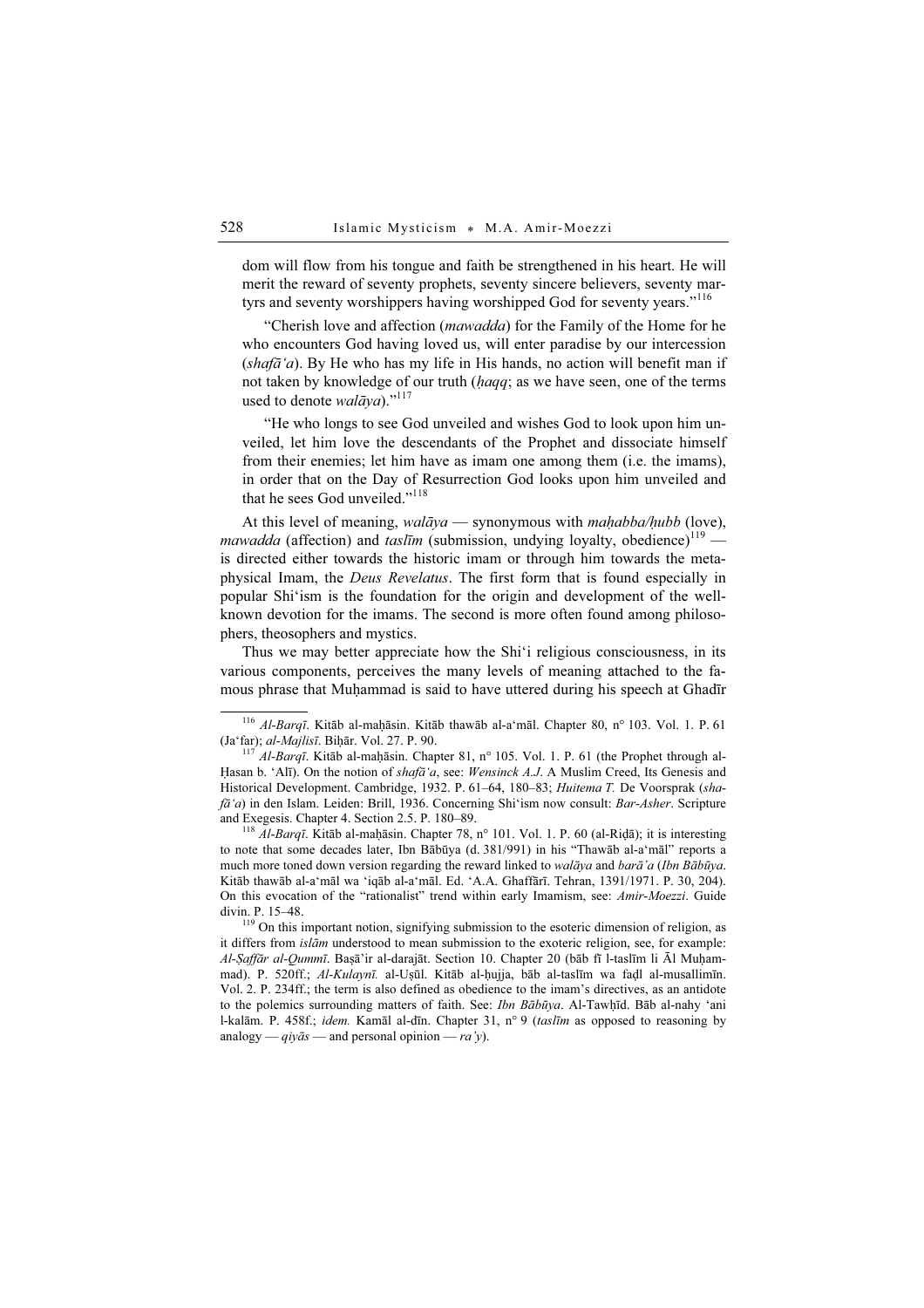dom will flow from his tongue and faith be strengthened in his heart. He will merit the reward of seventy prophets, seventy sincere believers, seventy martyrs and seventy worshippers having worshipped God for seventy years."[116]

"Cherish love and affection (*mawadda*) for the Family of the Home for he who encounters God having loved us, will enter paradise by our intercession (*shafāʿa*). By He who has my life in His hands, no action will benefit man if not taken by knowledge of our truth (*ḥaqq*; as we have seen, one of the terms used to denote *walāya*)."[117]

"He who longs to see God unveiled and wishes God to look upon him unveiled, let him love the descendants of the Prophet and dissociate himself from their enemies; let him have as imam one among them (i.e. the imams), in order that on the Day of Resurrection God looks upon him unveiled and that he sees God unveiled."[118]

At this level of meaning, *walāya* — synonymous with *maḥabba/ḥubb* (love), *mawadda* (affection) and *taslīm* (submission, undying loyalty, obedience)[119] — is directed either towards the historic imam or through him towards the metaphysical Imam, the *Deus Revelatus*. The first form that is found especially in popular Shiʿism is the foundation for the origin and development of the well-known devotion for the imams. The second is more often found among philosophers, theosophers and mystics.

Thus we may better appreciate how the Shiʿi religious consciousness, in its various components, perceives the many levels of meaning attached to the famous phrase that Muḥammad is said to have uttered during his speech at Ghadīr

---

[116] *Al-Barqī*. Kitāb al-maḥāsin. Kitāb thawāb al-aʿmāl. Chapter 80, n° 103. Vol. 1. P. 61 (Jaʿfar); *al-Majlisī*. Biḥār. Vol. 27. P. 90.

[117] *Al-Barqī*. Kitāb al-maḥāsin. Chapter 81, n° 105. Vol. 1. P. 61 (the Prophet through al-Ḥasan b. ʿAlī). On the notion of *shafāʿa*, see: *Wensinck A.J.* A Muslim Creed, Its Genesis and Historical Development. Cambridge, 1932. P. 61–64, 180–83; *Huitema T.* De Voorsprak (*shafāʿa*) in den Islam. Leiden: Brill, 1936. Concerning Shiʿism now consult: *Bar-Asher*. Scripture and Exegesis. Chapter 4. Section 2.5. P. 180–89.

[118] *Al-Barqī*. Kitāb al-maḥāsin. Chapter 78, n° 101. Vol. 1. P. 60 (al-Riḍā); it is interesting to note that some decades later, Ibn Bābūya (d. 381/991) in his "Thawāb al-aʿmāl" reports a much more toned down version regarding the reward linked to *walāya* and *barāʾa* (*Ibn Bābūya*. Kitāb thawāb al-aʿmāl wa ʿiqāb al-aʿmāl. Ed. ʿA.A. Ghaffārī. Tehran, 1391/1971. P. 30, 204). On this evocation of the "rationalist" trend within early Imamism, see: *Amir-Moezzi*. Guide divin. P. 15–48.

[119] On this important notion, signifying submission to the esoteric dimension of religion, as it differs from *islām* understood to mean submission to the exoteric religion, see, for example: *Al-Ṣaffār al-Qummī*. Baṣāʾir al-darajāt. Section 10. Chapter 20 (bāb fī l-taslīm li Āl Muḥammad). P. 520ff.; *Al-Kulaynī.* al-Uṣūl. Kitāb al-ḥujja, bāb al-taslīm wa faḍl al-musallimīn. Vol. 2. P. 234ff.; the term is also defined as obedience to the imam's directives, as an antidote to the polemics surrounding matters of faith. See: *Ibn Bābūya*. Al-Tawḥīd. Bāb al-nahy ʿani l-kalām. P. 458f.; *idem.* Kamāl al-dīn. Chapter 31, n° 9 (*taslīm* as opposed to reasoning by analogy — *qiyās* — and personal opinion — *raʾy*).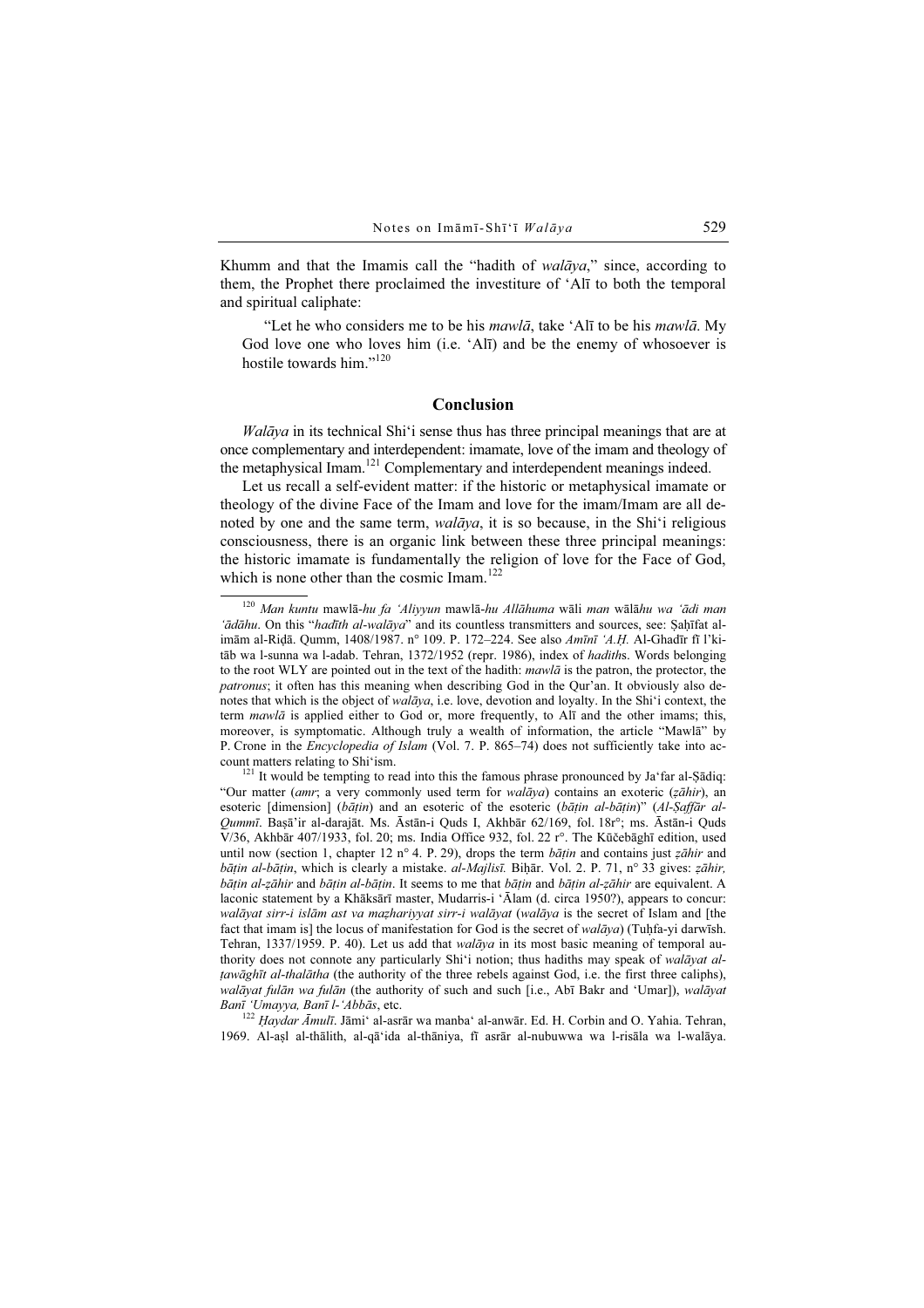Khumm and that the Imamis call the "hadith of *walāya*," since, according to them, the Prophet there proclaimed the investiture of 'Alī to both the temporal and spiritual caliphate:

> "Let he who considers me to be his *mawlā*, take 'Alī to be his *mawlā*. My God love one who loves him (i.e. 'Alī) and be the enemy of whosoever is hostile towards him."[120]

## Conclusion

*Walāya* in its technical Shi'i sense thus has three principal meanings that are at once complementary and interdependent: imamate, love of the imam and theology of the metaphysical Imam.[121] Complementary and interdependent meanings indeed.

Let us recall a self-evident matter: if the historic or metaphysical imamate or theology of the divine Face of the Imam and love for the imam/Imam are all denoted by one and the same term, *walāya*, it is so because, in the Shi'i religious consciousness, there is an organic link between these three principal meanings: the historic imamate is fundamentally the religion of love for the Face of God, which is none other than the cosmic Imam.[122]

---

[120] *Man kuntu* mawlā-*hu fa 'Aliyyun* mawlā-*hu Allāhuma* wāli *man* wālā*hu wa 'ādi man 'ādāhu*. On this "*hadīth al-walāya*" and its countless transmitters and sources, see: Ṣaḥīfat al-imām al-Riḍā. Qumm, 1408/1987. n° 109. P. 172–224. See also *Amīnī 'A.Ḥ.* Al-Ghadīr fī l'kitāb wa l-sunna wa l-adab. Tehran, 1372/1952 (repr. 1986), index of *hadith*s. Words belonging to the root WLY are pointed out in the text of the hadith: *mawlā* is the patron, the protector, the *patronus*; it often has this meaning when describing God in the Qur'an. It obviously also denotes that which is the object of *walāya*, i.e. love, devotion and loyalty. In the Shi'i context, the term *mawlā* is applied either to God or, more frequently, to Alī and the other imams; this, moreover, is symptomatic. Although truly a wealth of information, the article "Mawlā" by P. Crone in the *Encyclopedia of Islam* (Vol. 7. P. 865–74) does not sufficiently take into account matters relating to Shi'ism.

[121] It would be tempting to read into this the famous phrase pronounced by Ja'far al-Ṣādiq: "Our matter (*amr*; a very commonly used term for *walāya*) contains an exoteric (*ẓāhir*), an esoteric [dimension] (*bāṭin*) and an esoteric of the esoteric (*bāṭin al-bāṭin*)" (*Al-Ṣaffār al-Qummī*. Baṣā'ir al-darajāt. Ms. Āstān-i Quds I, Akhbār 62/169, fol. 18r°; ms. Āstān-i Quds V/36, Akhbār 407/1933, fol. 20; ms. India Office 932, fol. 22 r°. The Kūčebāghī edition, used until now (section 1, chapter 12 n° 4. P. 29), drops the term *bāṭin* and contains just *ẓāhir* and *bāṭin al-bāṭin*, which is clearly a mistake. *al-Majlisī.* Biḥār. Vol. 2. P. 71, n° 33 gives: *ẓāhir, bāṭin al-ẓāhir* and *bāṭin al-bāṭin*. It seems to me that *bāṭin* and *bāṭin al-ẓāhir* are equivalent. A laconic statement by a Khāksārī master, Mudarris-i 'Ālam (d. circa 1950?), appears to concur: *walāyat sirr-i islām ast va maẓhariyyat sirr-i walāyat* (*walāya* is the secret of Islam and [the fact that imam is] the locus of manifestation for God is the secret of *walāya*) (Tuḥfa-yi darwīsh. Tehran, 1337/1959. P. 40). Let us add that *walāya* in its most basic meaning of temporal authority does not connote any particularly Shi'i notion; thus hadiths may speak of *walāyat al-ṭawāghīt al-thalātha* (the authority of the three rebels against God, i.e. the first three caliphs), *walāyat fulān wa fulān* (the authority of such and such [i.e., Abī Bakr and 'Umar]), *walāyat Banī 'Umayya, Banī l-'Abbās*, etc.

[122] *Ḥaydar Āmulī*. Jāmi' al-asrār wa manba' al-anwār. Ed. H. Corbin and O. Yahia. Tehran, 1969. Al-aṣl al-thālith, al-qā'ida al-thāniya, fī asrār al-nubuwwa wa l-risāla wa l-walāya.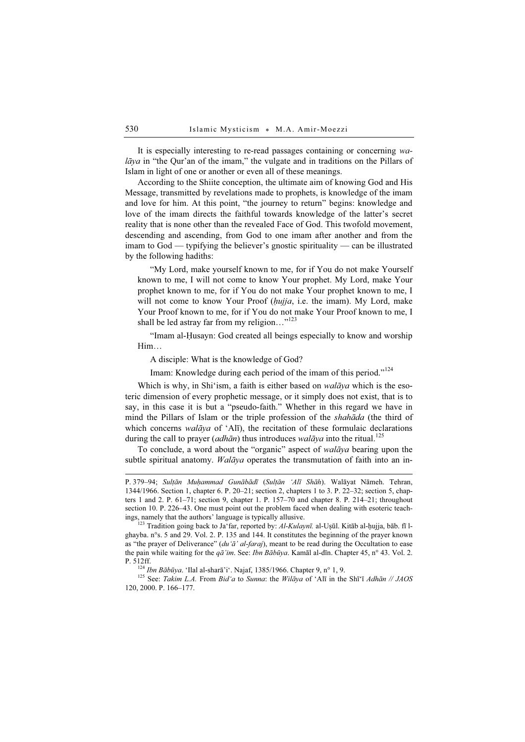It is especially interesting to re-read passages containing or concerning *walāya* in "the Qur'an of the imam," the vulgate and in traditions on the Pillars of Islam in light of one or another or even all of these meanings.

According to the Shiite conception, the ultimate aim of knowing God and His Message, transmitted by revelations made to prophets, is knowledge of the imam and love for him. At this point, "the journey to return" begins: knowledge and love of the imam directs the faithful towards knowledge of the latter's secret reality that is none other than the revealed Face of God. This twofold movement, descending and ascending, from God to one imam after another and from the imam to God — typifying the believer's gnostic spirituality — can be illustrated by the following hadiths:

> "My Lord, make yourself known to me, for if You do not make Yourself known to me, I will not come to know Your prophet. My Lord, make Your prophet known to me, for if You do not make Your prophet known to me, I will not come to know Your Proof (*ḥujja*, i.e. the imam). My Lord, make Your Proof known to me, for if You do not make Your Proof known to me, I shall be led astray far from my religion…"[123]

> "Imam al-Ḥusayn: God created all beings especially to know and worship Him…
>
> A disciple: What is the knowledge of God?
>
> Imam: Knowledge during each period of the imam of this period."[124]

Which is why, in Shi'ism, a faith is either based on *walāya* which is the esoteric dimension of every prophetic message, or it simply does not exist, that is to say, in this case it is but a "pseudo-faith." Whether in this regard we have in mind the Pillars of Islam or the triple profession of the *shahāda* (the third of which concerns *walāya* of 'Alī), the recitation of these formulaic declarations during the call to prayer (*adhān*) thus introduces *walāya* into the ritual.[125]

To conclude, a word about the "organic" aspect of *walāya* bearing upon the subtle spiritual anatomy. *Walāya* operates the transmutation of faith into an in-

---

P. 379–94; *Sulṭān Muḥammad Gunābādī* (*Sulṭān 'Alī Shāh*). Walāyat Nāmeh. Tehran, 1344/1966. Section 1, chapter 6. P. 20–21; section 2, chapters 1 to 3. P. 22–32; section 5, chapters 1 and 2. P. 61–71; section 9, chapter 1. P. 157–70 and chapter 8. P. 214–21; throughout section 10. P. 226–43. One must point out the problem faced when dealing with esoteric teachings, namely that the authors' language is typically allusive.

[123] Tradition going back to Ja'far, reported by: *Al-Kulaynī.* al-Uṣūl. Kitāb al-ḥujja, bāb. fī l-ghayba. n°s. 5 and 29. Vol. 2. P. 135 and 144. It constitutes the beginning of the prayer known as "the prayer of Deliverance" (*du'ā' al-faraj*), meant to be read during the Occultation to ease the pain while waiting for the *qā'im*. See: *Ibn Bābūya*. Kamāl al-dīn. Chapter 45, n° 43. Vol. 2. P. 512ff.

[124] *Ibn Bābūya*. 'Ilal al-sharā'i'. Najaf, 1385/1966. Chapter 9, n° 1, 9.

[125] See: *Takim L.A.* From *Bid'a* to *Sunna*: the *Wilāya* of 'Alī in the Shī'ī *Adhān // JAOS* 120, 2000. P. 166–177.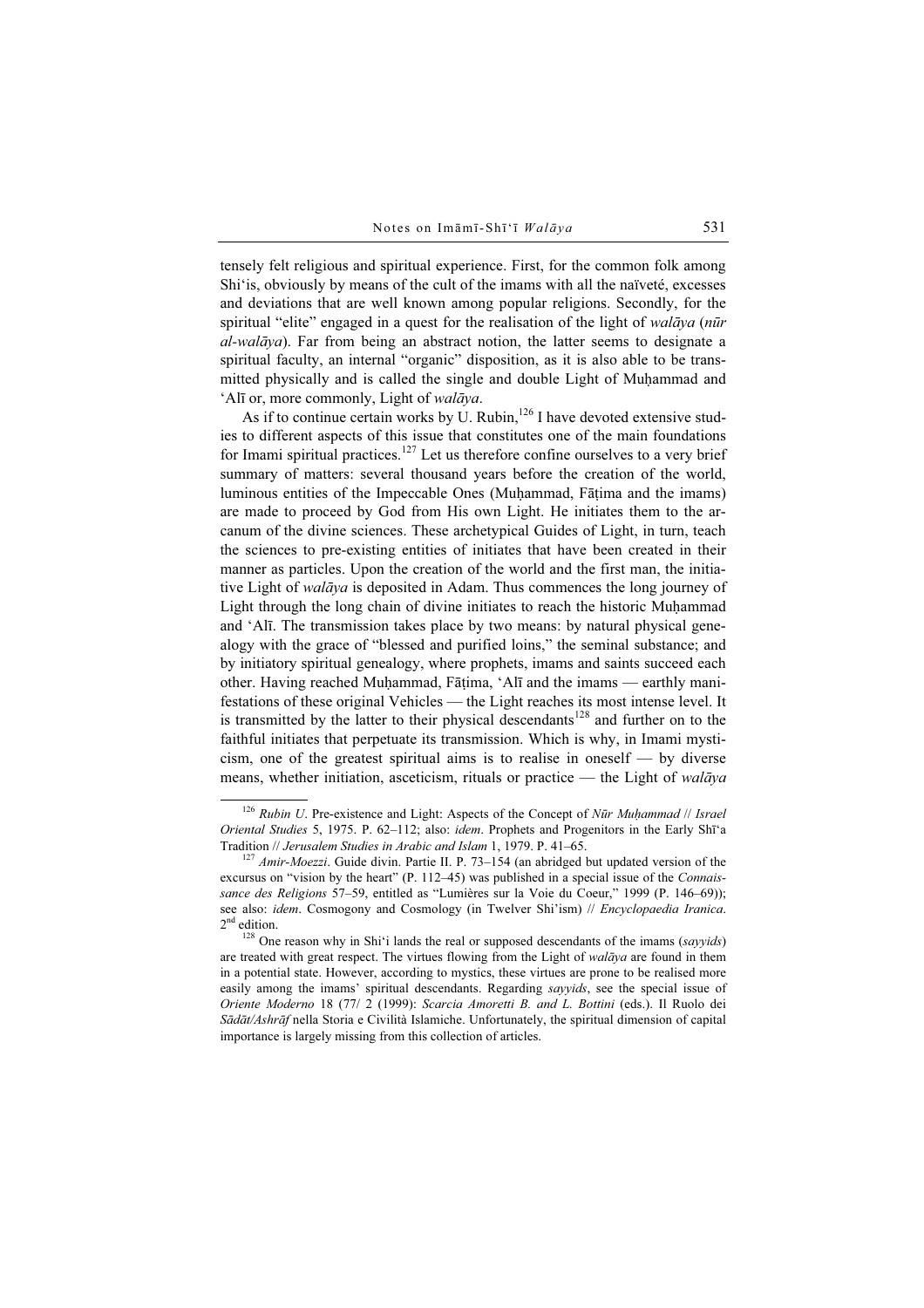tensely felt religious and spiritual experience. First, for the common folk among Shi'is, obviously by means of the cult of the imams with all the naïveté, excesses and deviations that are well known among popular religions. Secondly, for the spiritual "elite" engaged in a quest for the realisation of the light of *walāya* (*nūr al-walāya*). Far from being an abstract notion, the latter seems to designate a spiritual faculty, an internal "organic" disposition, as it is also able to be transmitted physically and is called the single and double Light of Muḥammad and 'Alī or, more commonly, Light of *walāya*.

As if to continue certain works by U. Rubin,[126] I have devoted extensive studies to different aspects of this issue that constitutes one of the main foundations for Imami spiritual practices.[127] Let us therefore confine ourselves to a very brief summary of matters: several thousand years before the creation of the world, luminous entities of the Impeccable Ones (Muḥammad, Fāṭima and the imams) are made to proceed by God from His own Light. He initiates them to the arcanum of the divine sciences. These archetypical Guides of Light, in turn, teach the sciences to pre-existing entities of initiates that have been created in their manner as particles. Upon the creation of the world and the first man, the initiative Light of *walāya* is deposited in Adam. Thus commences the long journey of Light through the long chain of divine initiates to reach the historic Muḥammad and 'Alī. The transmission takes place by two means: by natural physical genealogy with the grace of "blessed and purified loins," the seminal substance; and by initiatory spiritual genealogy, where prophets, imams and saints succeed each other. Having reached Muḥammad, Fāṭima, 'Alī and the imams — earthly manifestations of these original Vehicles — the Light reaches its most intense level. It is transmitted by the latter to their physical descendants[128] and further on to the faithful initiates that perpetuate its transmission. Which is why, in Imami mysticism, one of the greatest spiritual aims is to realise in oneself — by diverse means, whether initiation, asceticism, rituals or practice — the Light of *walāya*

---

[126] *Rubin U*. Pre-existence and Light: Aspects of the Concept of *Nūr Muḥammad* // *Israel Oriental Studies* 5, 1975. P. 62–112; also: *idem*. Prophets and Progenitors in the Early Shī'a Tradition // *Jerusalem Studies in Arabic and Islam* 1, 1979. P. 41–65.

[127] *Amir-Moezzi*. Guide divin. Partie II. P. 73–154 (an abridged but updated version of the excursus on "vision by the heart" (P. 112–45) was published in a special issue of the *Connaissance des Religions* 57–59, entitled as "Lumières sur la Voie du Coeur," 1999 (P. 146–69)); see also: *idem*. Cosmogony and Cosmology (in Twelver Shi'ism) // *Encyclopaedia Iranica*. 2nd edition.

[128] One reason why in Shi'i lands the real or supposed descendants of the imams (*sayyids*) are treated with great respect. The virtues flowing from the Light of *walāya* are found in them in a potential state. However, according to mystics, these virtues are prone to be realised more easily among the imams' spiritual descendants. Regarding *sayyids*, see the special issue of *Oriente Moderno* 18 (77/ 2 (1999): *Scarcia Amoretti B. and L. Bottini* (eds.). Il Ruolo dei *Sādāt/Ashrāf* nella Storia e Civilità Islamiche. Unfortunately, the spiritual dimension of capital importance is largely missing from this collection of articles.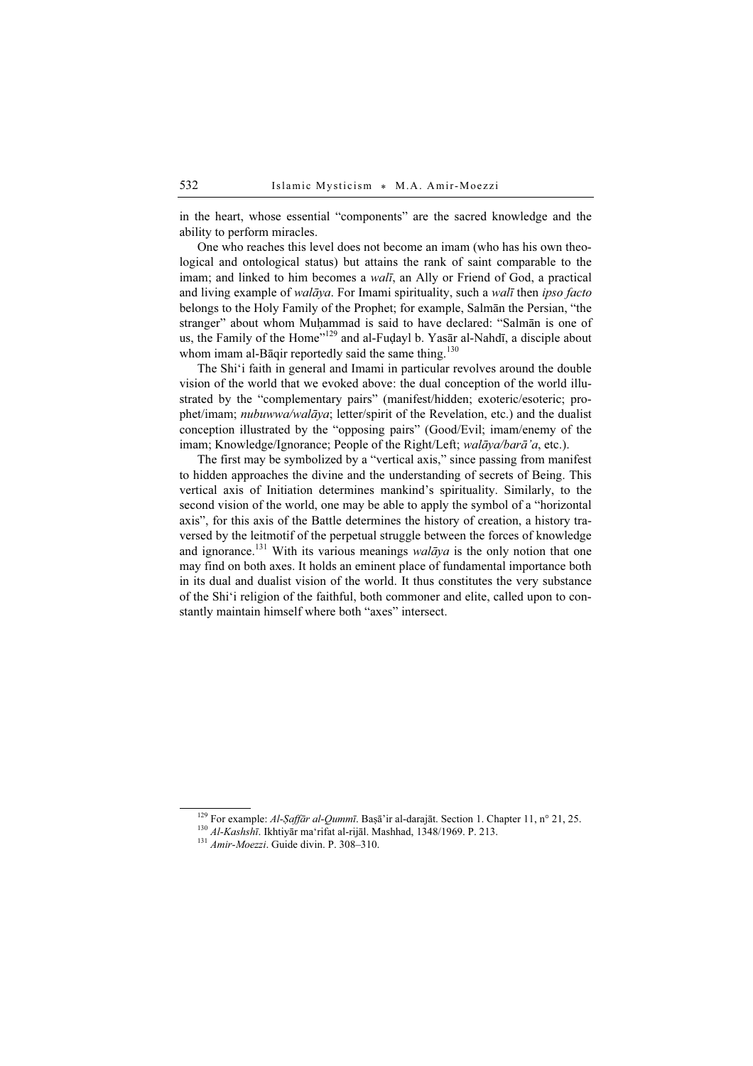in the heart, whose essential "components" are the sacred knowledge and the ability to perform miracles.

One who reaches this level does not become an imam (who has his own theological and ontological status) but attains the rank of saint comparable to the imam; and linked to him becomes a *walī*, an Ally or Friend of God, a practical and living example of *walāya*. For Imami spirituality, such a *walī* then *ipso facto* belongs to the Holy Family of the Prophet; for example, Salmān the Persian, "the stranger" about whom Muḥammad is said to have declared: "Salmān is one of us, the Family of the Home"[129] and al-Fuḍayl b. Yasār al-Nahdī, a disciple about whom imam al-Bāqir reportedly said the same thing.[130]

The Shi'i faith in general and Imami in particular revolves around the double vision of the world that we evoked above: the dual conception of the world illustrated by the "complementary pairs" (manifest/hidden; exoteric/esoteric; prophet/imam; *nubuwwa/walāya*; letter/spirit of the Revelation, etc.) and the dualist conception illustrated by the "opposing pairs" (Good/Evil; imam/enemy of the imam; Knowledge/Ignorance; People of the Right/Left; *walāya/barā'a*, etc.).

The first may be symbolized by a "vertical axis," since passing from manifest to hidden approaches the divine and the understanding of secrets of Being. This vertical axis of Initiation determines mankind's spirituality. Similarly, to the second vision of the world, one may be able to apply the symbol of a "horizontal axis", for this axis of the Battle determines the history of creation, a history traversed by the leitmotif of the perpetual struggle between the forces of knowledge and ignorance.[131] With its various meanings *walāya* is the only notion that one may find on both axes. It holds an eminent place of fundamental importance both in its dual and dualist vision of the world. It thus constitutes the very substance of the Shi'i religion of the faithful, both commoner and elite, called upon to constantly maintain himself where both "axes" intersect.

---

[129] For example: *Al-Ṣaffār al-Qummī*. Baṣā'ir al-darajāt. Section 1. Chapter 11, n° 21, 25.

[130] *Al-Kashshī*. Ikhtiyār ma'rifat al-rijāl. Mashhad, 1348/1969. P. 213.

[131] *Amir-Moezzi*. Guide divin. P. 308–310.